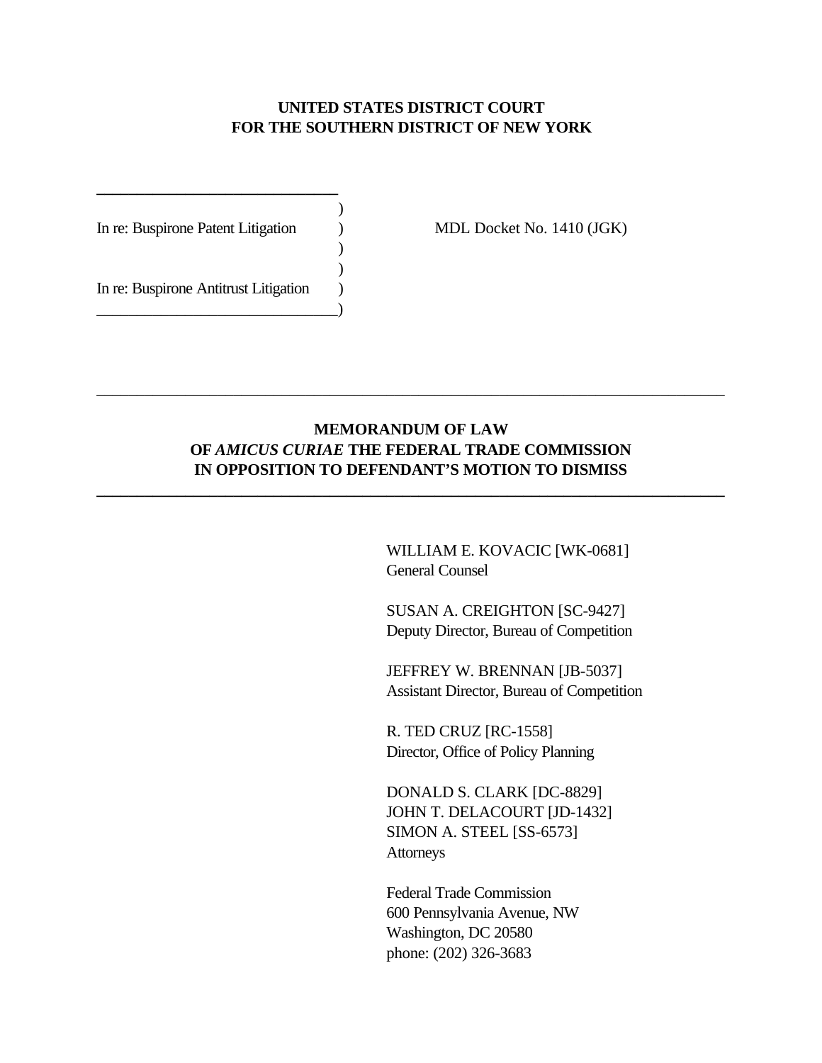**UNITED STATES DISTRICT COURT**
**FOR THE SOUTHERN DISTRICT OF NEW YORK**

In re: Buspirone Patent Litigation )

In re: Buspirone Antitrust Litigation )

MDL Docket No. 1410 (JGK)

---

# MEMORANDUM OF LAW OF *AMICUS CURIAE* THE FEDERAL TRADE COMMISSION IN OPPOSITION TO DEFENDANT'S MOTION TO DISMISS

---

WILLIAM E. KOVACIC [WK-0681]
General Counsel

SUSAN A. CREIGHTON [SC-9427]
Deputy Director, Bureau of Competition

JEFFREY W. BRENNAN [JB-5037]
Assistant Director, Bureau of Competition

R. TED CRUZ [RC-1558]
Director, Office of Policy Planning

DONALD S. CLARK [DC-8829]
JOHN T. DELACOURT [JD-1432]
SIMON A. STEEL [SS-6573]
Attorneys

Federal Trade Commission
600 Pennsylvania Avenue, NW
Washington, DC 20580
phone: (202) 326-3683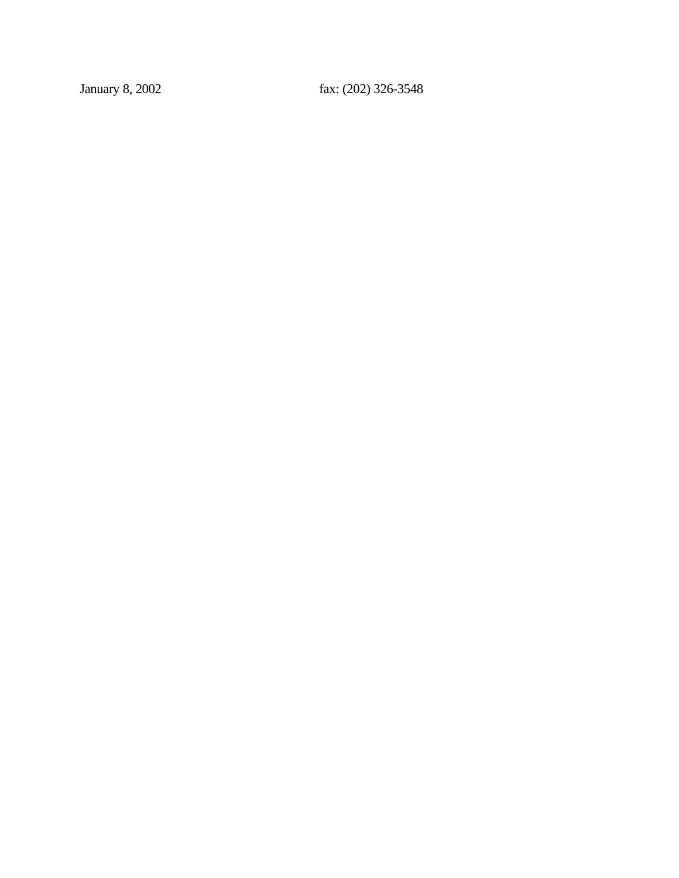January 8, 2002 fax: (202) 326-3548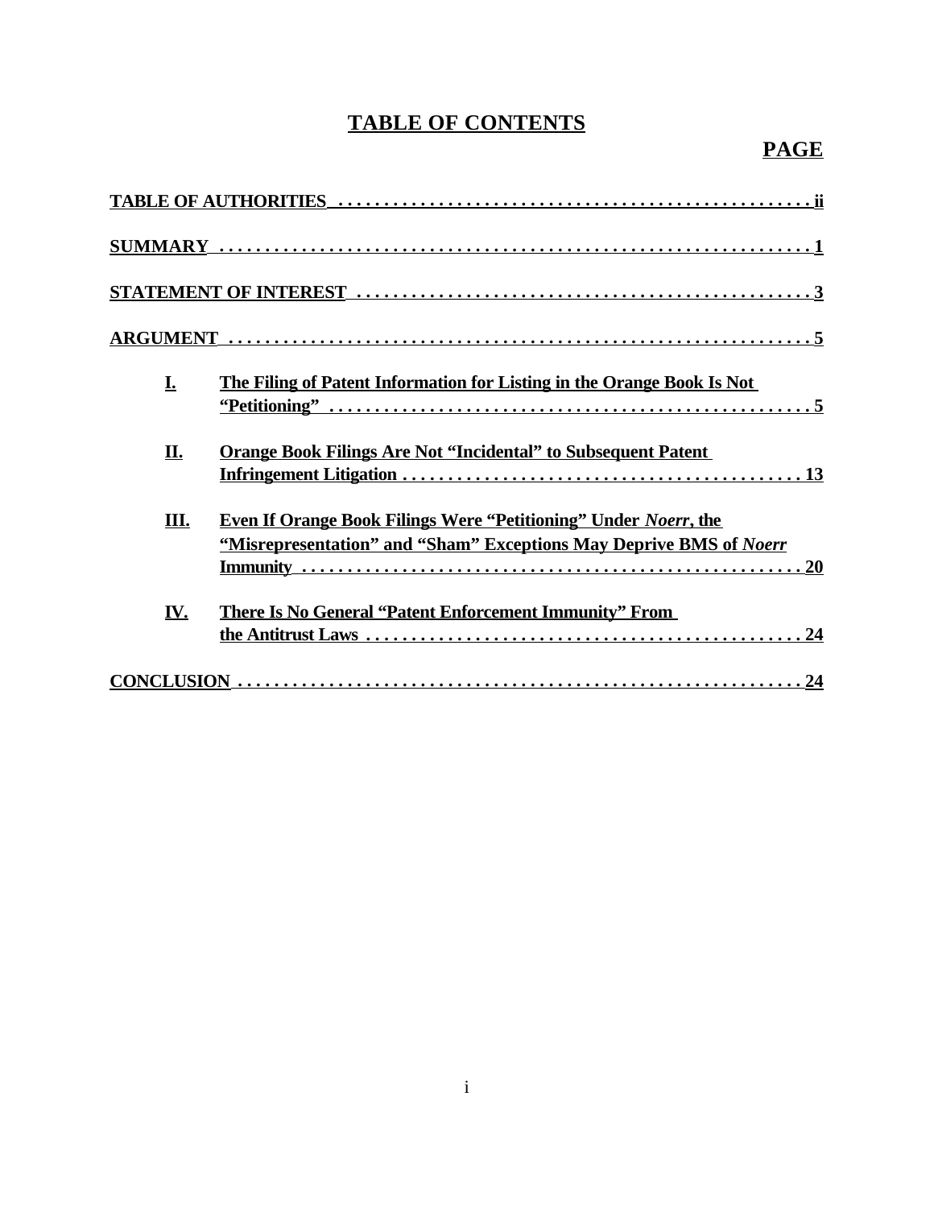# TABLE OF CONTENTS

**PAGE**

**TABLE OF AUTHORITIES** . . . . . . . . . . . . . . . . . . . . . . . . . . . . . . . . . . . . . . . . . . . . . . . . . . . . **ii**

**SUMMARY** . . . . . . . . . . . . . . . . . . . . . . . . . . . . . . . . . . . . . . . . . . . . . . . . . . . . . . . . . . . . . . **1**

**STATEMENT OF INTEREST** . . . . . . . . . . . . . . . . . . . . . . . . . . . . . . . . . . . . . . . . . . . . . . . . . **3**

**ARGUMENT** . . . . . . . . . . . . . . . . . . . . . . . . . . . . . . . . . . . . . . . . . . . . . . . . . . . . . . . . . . . . . **5**

- **I.** **The Filing of Patent Information for Listing in the Orange Book Is Not "Petitioning"** . . . . . . . . . . . . . . . . . . . . . . . . . . . . . . . . . . . . . . . . . . . . . . . . . . . . **5**

- **II.** **Orange Book Filings Are Not "Incidental" to Subsequent Patent Infringement Litigation** . . . . . . . . . . . . . . . . . . . . . . . . . . . . . . . . . . . . . . . . . . . . **13**

- **III.** **Even If Orange Book Filings Were "Petitioning" Under *Noerr*, the "Misrepresentation" and "Sham" Exceptions May Deprive BMS of *Noerr* Immunity** . . . . . . . . . . . . . . . . . . . . . . . . . . . . . . . . . . . . . . . . . . . . . . . . . . . . . . **20**

- **IV.** **There Is No General "Patent Enforcement Immunity" From the Antitrust Laws** . . . . . . . . . . . . . . . . . . . . . . . . . . . . . . . . . . . . . . . . . . . . . . . . **24**

**CONCLUSION** . . . . . . . . . . . . . . . . . . . . . . . . . . . . . . . . . . . . . . . . . . . . . . . . . . . . . . . . . . . . **24**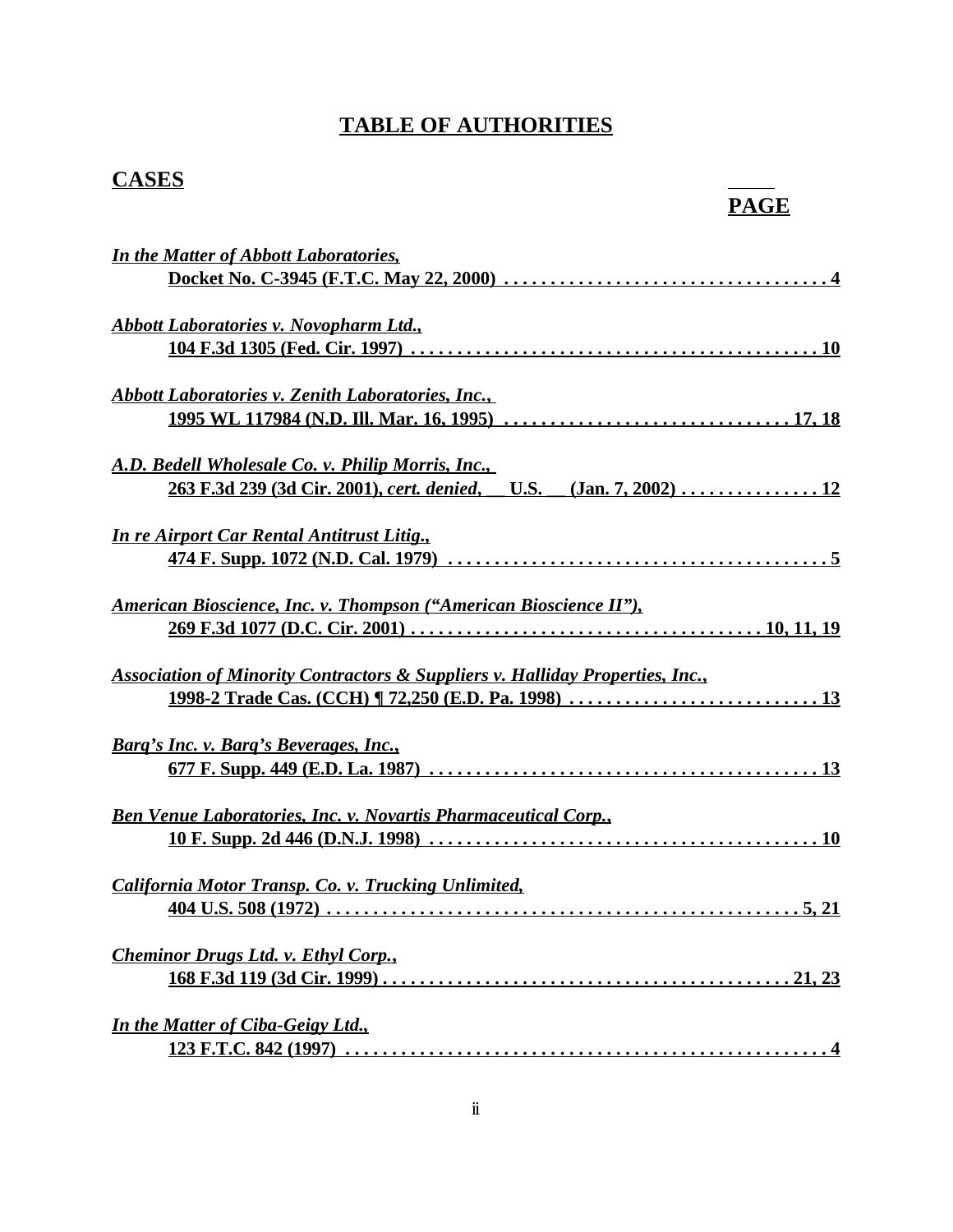# TABLE OF AUTHORITIES

## CASES

**PAGE**

*In the Matter of Abbott Laboratories*,
Docket No. C-3945 (F.T.C. May 22, 2000) . . . . . . . . . . . . . . . . . . . . . . . . . . . . . . . . . . . 4

*Abbott Laboratories v. Novopharm Ltd.*,
104 F.3d 1305 (Fed. Cir. 1997) . . . . . . . . . . . . . . . . . . . . . . . . . . . . . . . . . . . . . . . . . . . 10

*Abbott Laboratories v. Zenith Laboratories, Inc.*,
1995 WL 117984 (N.D. Ill. Mar. 16, 1995) . . . . . . . . . . . . . . . . . . . . . . . . . . . . . . . 17, 18

*A.D. Bedell Wholesale Co. v. Philip Morris, Inc.*,
263 F.3d 239 (3d Cir. 2001), *cert. denied*, __ U.S. __ (Jan. 7, 2002) . . . . . . . . . . . . . . . 12

*In re Airport Car Rental Antitrust Litig.*,
474 F. Supp. 1072 (N.D. Cal. 1979) . . . . . . . . . . . . . . . . . . . . . . . . . . . . . . . . . . . . . . . . 5

*American Bioscience, Inc. v. Thompson ("American Bioscience II")*,
269 F.3d 1077 (D.C. Cir. 2001) . . . . . . . . . . . . . . . . . . . . . . . . . . . . . . . . . . . . . 10, 11, 19

*Association of Minority Contractors & Suppliers v. Halliday Properties, Inc.*,
1998-2 Trade Cas. (CCH) ¶ 72,250 (E.D. Pa. 1998) . . . . . . . . . . . . . . . . . . . . . . . . . . . 13

*Barq's Inc. v. Barq's Beverages, Inc.*,
677 F. Supp. 449 (E.D. La. 1987) . . . . . . . . . . . . . . . . . . . . . . . . . . . . . . . . . . . . . . . . . 13

*Ben Venue Laboratories, Inc. v. Novartis Pharmaceutical Corp.*,
10 F. Supp. 2d 446 (D.N.J. 1998) . . . . . . . . . . . . . . . . . . . . . . . . . . . . . . . . . . . . . . . . . 10

*California Motor Transp. Co. v. Trucking Unlimited*,
404 U.S. 508 (1972) . . . . . . . . . . . . . . . . . . . . . . . . . . . . . . . . . . . . . . . . . . . . . . . . . . 5, 21

*Cheminor Drugs Ltd. v. Ethyl Corp.*,
168 F.3d 119 (3d Cir. 1999) . . . . . . . . . . . . . . . . . . . . . . . . . . . . . . . . . . . . . . . . . . . 21, 23

*In the Matter of Ciba-Geigy Ltd.*,
123 F.T.C. 842 (1997) . . . . . . . . . . . . . . . . . . . . . . . . . . . . . . . . . . . . . . . . . . . . . . . . . . . 4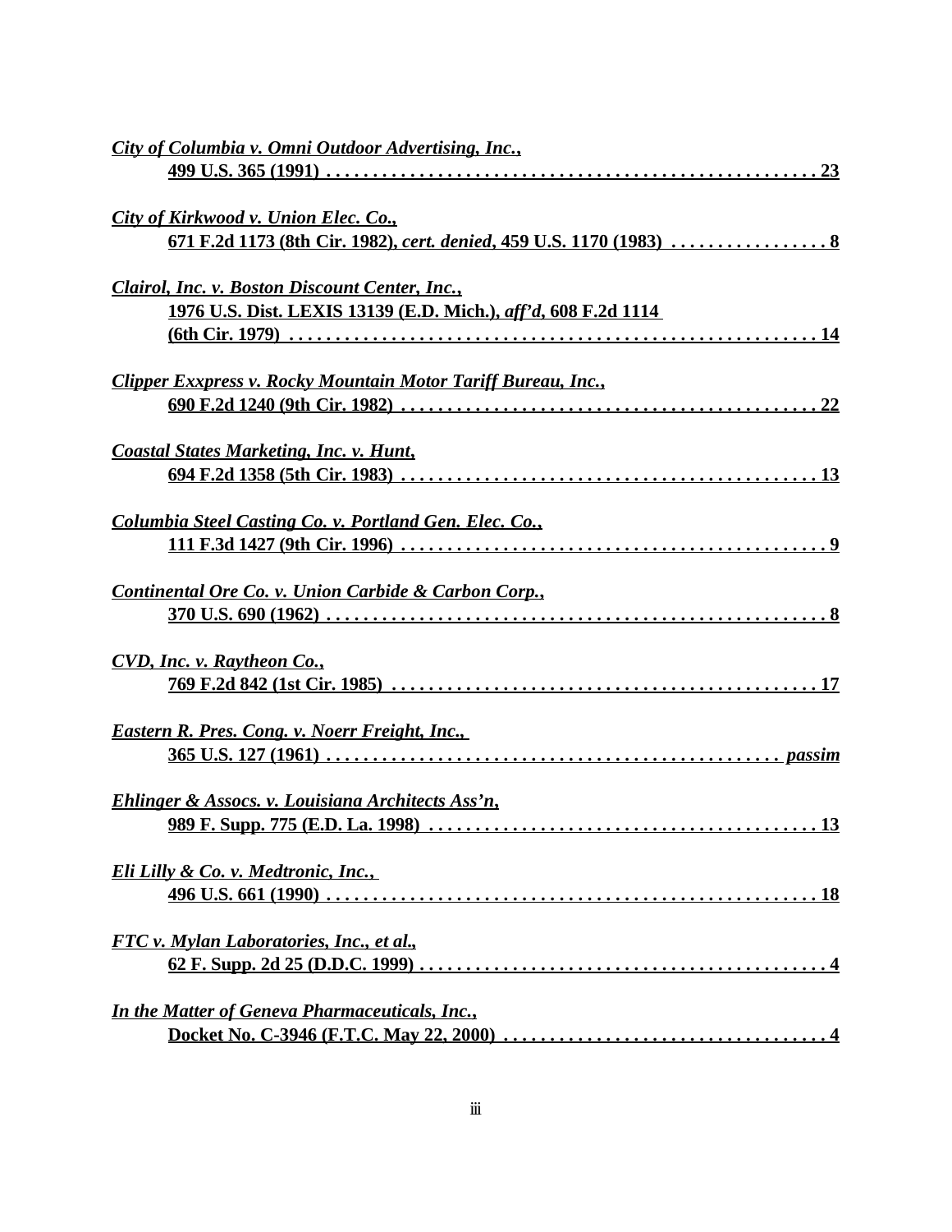*City of Columbia v. Omni Outdoor Advertising, Inc.*,
499 U.S. 365 (1991) . . . . . . . . . . . . . . . . . . . . . . . . . . . . . . . . . . . . . . . . . . . . . . . . . . . . 23

*City of Kirkwood v. Union Elec. Co.*,
671 F.2d 1173 (8th Cir. 1982), *cert. denied*, 459 U.S. 1170 (1983) . . . . . . . . . . . . . . . . . 8

*Clairol, Inc. v. Boston Discount Center, Inc.*,
1976 U.S. Dist. LEXIS 13139 (E.D. Mich.), *aff'd*, 608 F.2d 1114
(6th Cir. 1979) . . . . . . . . . . . . . . . . . . . . . . . . . . . . . . . . . . . . . . . . . . . . . . . . . . . . . . 14

*Clipper Exxpress v. Rocky Mountain Motor Tariff Bureau, Inc.*,
690 F.2d 1240 (9th Cir. 1982) . . . . . . . . . . . . . . . . . . . . . . . . . . . . . . . . . . . . . . . . . . . 22

*Coastal States Marketing, Inc. v. Hunt*,
694 F.2d 1358 (5th Cir. 1983) . . . . . . . . . . . . . . . . . . . . . . . . . . . . . . . . . . . . . . . . . . . 13

*Columbia Steel Casting Co. v. Portland Gen. Elec. Co.*,
111 F.3d 1427 (9th Cir. 1996) . . . . . . . . . . . . . . . . . . . . . . . . . . . . . . . . . . . . . . . . . . . . 9

*Continental Ore Co. v. Union Carbide & Carbon Corp.*,
370 U.S. 690 (1962) . . . . . . . . . . . . . . . . . . . . . . . . . . . . . . . . . . . . . . . . . . . . . . . . . . . . 8

*CVD, Inc. v. Raytheon Co.*,
769 F.2d 842 (1st Cir. 1985) . . . . . . . . . . . . . . . . . . . . . . . . . . . . . . . . . . . . . . . . . . . . . 17

*Eastern R. Pres. Cong. v. Noerr Freight, Inc.*,
365 U.S. 127 (1961) . . . . . . . . . . . . . . . . . . . . . . . . . . . . . . . . . . . . . . . . . . . . . . . . *passim*

*Ehlinger & Assocs. v. Louisiana Architects Ass'n*,
989 F. Supp. 775 (E.D. La. 1998) . . . . . . . . . . . . . . . . . . . . . . . . . . . . . . . . . . . . . . . . . 13

*Eli Lilly & Co. v. Medtronic, Inc.*,
496 U.S. 661 (1990) . . . . . . . . . . . . . . . . . . . . . . . . . . . . . . . . . . . . . . . . . . . . . . . . . . . 18

*FTC v. Mylan Laboratories, Inc., et al.*,
62 F. Supp. 2d 25 (D.D.C. 1999) . . . . . . . . . . . . . . . . . . . . . . . . . . . . . . . . . . . . . . . . . . . 4

*In the Matter of Geneva Pharmaceuticals, Inc.*,
Docket No. C-3946 (F.T.C. May 22, 2000) . . . . . . . . . . . . . . . . . . . . . . . . . . . . . . . . . . . 4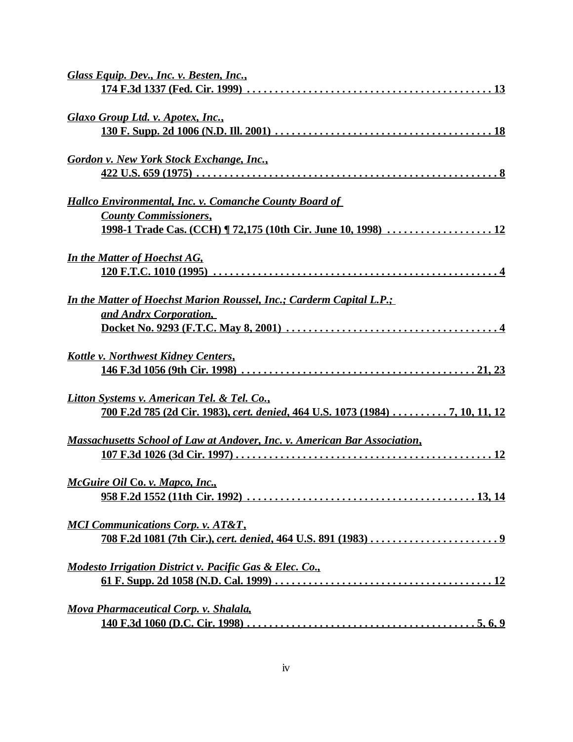*Glass Equip. Dev., Inc. v. Besten, Inc.*,
174 F.3d 1337 (Fed. Cir. 1999) . . . . . . . . . . . . . . . . . . . . . . . . . . . . . . . . . . . . . . . . . . . 13

*Glaxo Group Ltd. v. Apotex, Inc.*,
130 F. Supp. 2d 1006 (N.D. Ill. 2001) . . . . . . . . . . . . . . . . . . . . . . . . . . . . . . . . . . . . . . . 18

*Gordon v. New York Stock Exchange, Inc.*,
422 U.S. 659 (1975) . . . . . . . . . . . . . . . . . . . . . . . . . . . . . . . . . . . . . . . . . . . . . . . . . . . . 8

*Hallco Environmental, Inc. v. Comanche County Board of County Commissioners*,
1998-1 Trade Cas. (CCH) ¶ 72,175 (10th Cir. June 10, 1998) . . . . . . . . . . . . . . . . . . . 12

*In the Matter of Hoechst AG,*
120 F.T.C. 1010 (1995) . . . . . . . . . . . . . . . . . . . . . . . . . . . . . . . . . . . . . . . . . . . . . . . . . . 4

*In the Matter of Hoechst Marion Roussel, Inc.; Carderm Capital L.P.; and Andrx Corporation,*
Docket No. 9293 (F.T.C. May 8, 2001) . . . . . . . . . . . . . . . . . . . . . . . . . . . . . . . . . . . . . 4

*Kottle v. Northwest Kidney Centers*,
146 F.3d 1056 (9th Cir. 1998) . . . . . . . . . . . . . . . . . . . . . . . . . . . . . . . . . . . . . . . . . . 21, 23

*Litton Systems v. American Tel. & Tel. Co.*,
700 F.2d 785 (2d Cir. 1983), *cert. denied*, 464 U.S. 1073 (1984) . . . . . . . . . . 7, 10, 11, 12

*Massachusetts School of Law at Andover, Inc. v. American Bar Association*,
107 F.3d 1026 (3d Cir. 1997) . . . . . . . . . . . . . . . . . . . . . . . . . . . . . . . . . . . . . . . . . . . . . 12

*McGuire Oil* Co. *v. Mapco, Inc.*,
958 F.2d 1552 (11th Cir. 1992) . . . . . . . . . . . . . . . . . . . . . . . . . . . . . . . . . . . . . . . . . 13, 14

*MCI Communications Corp. v. AT&T*,
708 F.2d 1081 (7th Cir.), *cert. denied*, 464 U.S. 891 (1983) . . . . . . . . . . . . . . . . . . . . . . . 9

*Modesto Irrigation District v. Pacific Gas & Elec. Co.*,
61 F. Supp. 2d 1058 (N.D. Cal. 1999) . . . . . . . . . . . . . . . . . . . . . . . . . . . . . . . . . . . . . . . 12

*Mova Pharmaceutical Corp. v. Shalala*,
140 F.3d 1060 (D.C. Cir. 1998) . . . . . . . . . . . . . . . . . . . . . . . . . . . . . . . . . . . . . . . . . 5, 6, 9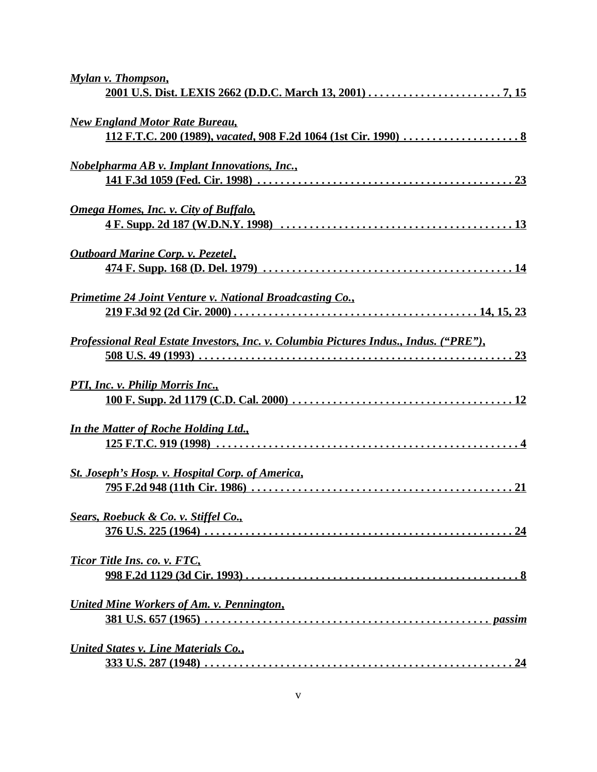*Mylan v. Thompson*,
2001 U.S. Dist. LEXIS 2662 (D.D.C. March 13, 2001) . . . . . . . . . . . . . . . . . . . . . . . 7, 15

*New England Motor Rate Bureau*,
112 F.T.C. 200 (1989), *vacated*, 908 F.2d 1064 (1st Cir. 1990) . . . . . . . . . . . . . . . . . . . . 8

*Nobelpharma AB v. Implant Innovations, Inc.*,
141 F.3d 1059 (Fed. Cir. 1998) . . . . . . . . . . . . . . . . . . . . . . . . . . . . . . . . . . . . . . . . . . . 23

*Omega Homes, Inc. v. City of Buffalo*,
4 F. Supp. 2d 187 (W.D.N.Y. 1998) . . . . . . . . . . . . . . . . . . . . . . . . . . . . . . . . . . . . . . . 13

*Outboard Marine Corp. v. Pezetel*,
474 F. Supp. 168 (D. Del. 1979) . . . . . . . . . . . . . . . . . . . . . . . . . . . . . . . . . . . . . . . . . . 14

*Primetime 24 Joint Venture v. National Broadcasting Co.*,
219 F.3d 92 (2d Cir. 2000) . . . . . . . . . . . . . . . . . . . . . . . . . . . . . . . . . . . . . . . . . 14, 15, 23

*Professional Real Estate Investors, Inc. v. Columbia Pictures Indus., Indus. ("PRE")*,
508 U.S. 49 (1993) . . . . . . . . . . . . . . . . . . . . . . . . . . . . . . . . . . . . . . . . . . . . . . . . . . . . 23

*PTI, Inc. v. Philip Morris Inc.*,
100 F. Supp. 2d 1179 (C.D. Cal. 2000) . . . . . . . . . . . . . . . . . . . . . . . . . . . . . . . . . . . . . 12

*In the Matter of Roche Holding Ltd.*,
125 F.T.C. 919 (1998) . . . . . . . . . . . . . . . . . . . . . . . . . . . . . . . . . . . . . . . . . . . . . . . . . . . 4

*St. Joseph's Hosp. v. Hospital Corp. of America*,
795 F.2d 948 (11th Cir. 1986) . . . . . . . . . . . . . . . . . . . . . . . . . . . . . . . . . . . . . . . . . . . . 21

*Sears, Roebuck & Co. v. Stiffel Co.*,
376 U.S. 225 (1964) . . . . . . . . . . . . . . . . . . . . . . . . . . . . . . . . . . . . . . . . . . . . . . . . . . . . 24

*Ticor Title Ins. co. v. FTC*,
998 F.2d 1129 (3d Cir. 1993) . . . . . . . . . . . . . . . . . . . . . . . . . . . . . . . . . . . . . . . . . . . . . . . 8

*United Mine Workers of Am. v. Pennington*,
381 U.S. 657 (1965) . . . . . . . . . . . . . . . . . . . . . . . . . . . . . . . . . . . . . . . . . . . . . . . . . *passim*

*United States v. Line Materials Co.*,
333 U.S. 287 (1948) . . . . . . . . . . . . . . . . . . . . . . . . . . . . . . . . . . . . . . . . . . . . . . . . . . . . 24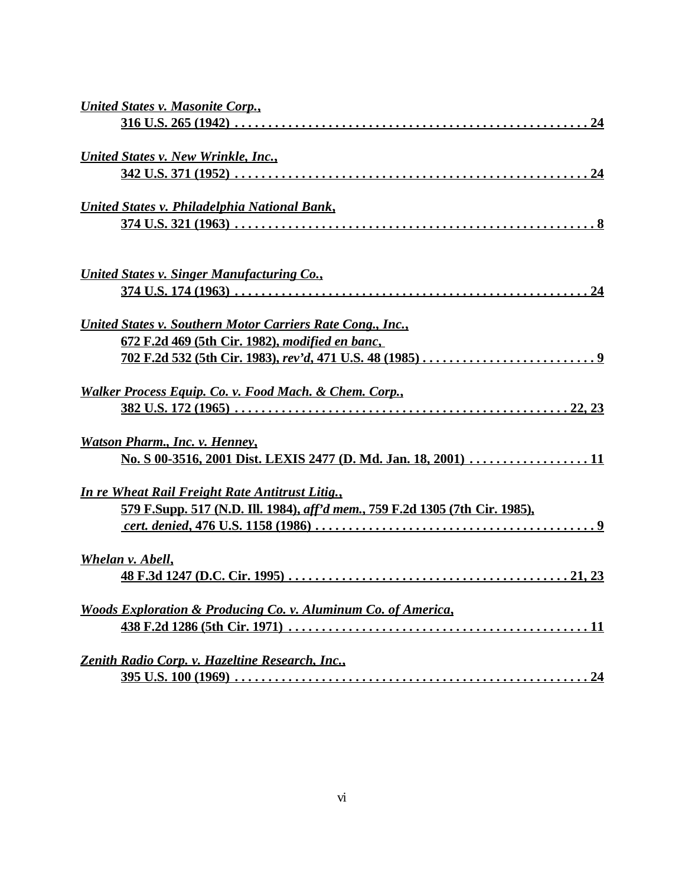*United States v. Masonite Corp.*,
316 U.S. 265 (1942) . . . . . . . . . . . . . . . . . . . . . . . . . . . . . . . . . . . . . . . . . . . . . . . . . . . . 24

*United States v. New Wrinkle, Inc.*,
342 U.S. 371 (1952) . . . . . . . . . . . . . . . . . . . . . . . . . . . . . . . . . . . . . . . . . . . . . . . . . . . . 24

*United States v. Philadelphia National Bank*,
374 U.S. 321 (1963) . . . . . . . . . . . . . . . . . . . . . . . . . . . . . . . . . . . . . . . . . . . . . . . . . . . . . 8

*United States v. Singer Manufacturing Co.*,
374 U.S. 174 (1963) . . . . . . . . . . . . . . . . . . . . . . . . . . . . . . . . . . . . . . . . . . . . . . . . . . . . 24

*United States v. Southern Motor Carriers Rate Cong., Inc.*,
672 F.2d 469 (5th Cir. 1982), *modified en banc*,
702 F.2d 532 (5th Cir. 1983), *rev'd*, 471 U.S. 48 (1985) . . . . . . . . . . . . . . . . . . . . . . . . . . 9

*Walker Process Equip. Co. v. Food Mach. & Chem. Corp.*,
382 U.S. 172 (1965) . . . . . . . . . . . . . . . . . . . . . . . . . . . . . . . . . . . . . . . . . . . . . . . . 22, 23

*Watson Pharm., Inc. v. Henney*,
No. S 00-3516, 2001 Dist. LEXIS 2477 (D. Md. Jan. 18, 2001) . . . . . . . . . . . . . . . . . . 11

*In re Wheat Rail Freight Rate Antitrust Litig.*,
579 F.Supp. 517 (N.D. Ill. 1984), *aff'd mem.*, 759 F.2d 1305 (7th Cir. 1985),
*cert. denied*, 476 U.S. 1158 (1986) . . . . . . . . . . . . . . . . . . . . . . . . . . . . . . . . . . . . . . . . . 9

*Whelan v. Abell*,
48 F.3d 1247 (D.C. Cir. 1995) . . . . . . . . . . . . . . . . . . . . . . . . . . . . . . . . . . . . . . . . . . 21, 23

*Woods Exploration & Producing Co. v. Aluminum Co. of America*,
438 F.2d 1286 (5th Cir. 1971) . . . . . . . . . . . . . . . . . . . . . . . . . . . . . . . . . . . . . . . . . . . . 11

*Zenith Radio Corp. v. Hazeltine Research, Inc.*,
395 U.S. 100 (1969) . . . . . . . . . . . . . . . . . . . . . . . . . . . . . . . . . . . . . . . . . . . . . . . . . . . . 24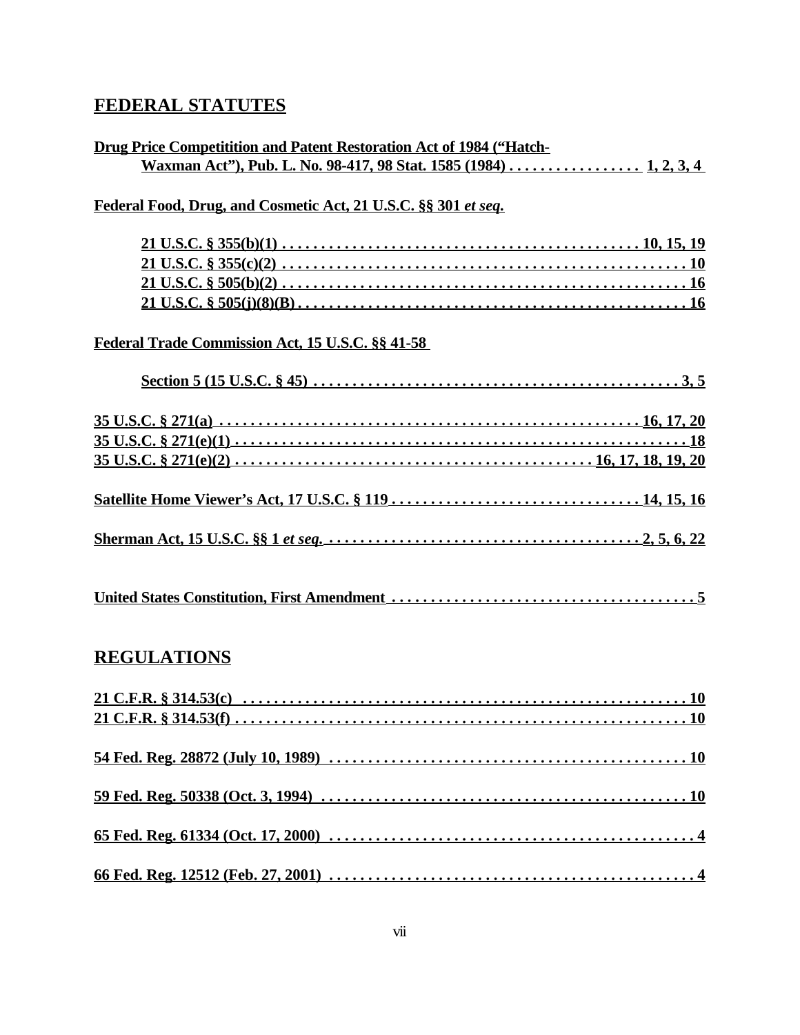## FEDERAL STATUTES

**Drug Price Competitition and Patent Restoration Act of 1984 ("Hatch-Waxman Act"), Pub. L. No. 98-417, 98 Stat. 1585 (1984) . . . . . . . . . . . . . . . . . 1, 2, 3, 4**

**Federal Food, Drug, and Cosmetic Act, 21 U.S.C. §§ 301 *et seq.***

**21 U.S.C. § 355(b)(1) . . . . . . . . . . . . . . . . . . . . . . . . . . . . . . . . . . . . . . . . . . . . . 10, 15, 19**
**21 U.S.C. § 355(c)(2) . . . . . . . . . . . . . . . . . . . . . . . . . . . . . . . . . . . . . . . . . . . . . . . . . . . 10**
**21 U.S.C. § 505(b)(2) . . . . . . . . . . . . . . . . . . . . . . . . . . . . . . . . . . . . . . . . . . . . . . . . . . . 16**
**21 U.S.C. § 505(j)(8)(B) . . . . . . . . . . . . . . . . . . . . . . . . . . . . . . . . . . . . . . . . . . . . . . . . . 16**

**Federal Trade Commission Act, 15 U.S.C. §§ 41-58**

**Section 5 (15 U.S.C. § 45) . . . . . . . . . . . . . . . . . . . . . . . . . . . . . . . . . . . . . . . . . . . . . . 3, 5**

**35 U.S.C. § 271(a) . . . . . . . . . . . . . . . . . . . . . . . . . . . . . . . . . . . . . . . . . . . . . . . . . . . 16, 17, 20**
**35 U.S.C. § 271(e)(1) . . . . . . . . . . . . . . . . . . . . . . . . . . . . . . . . . . . . . . . . . . . . . . . . . . . . . . . 18**
**35 U.S.C. § 271(e)(2) . . . . . . . . . . . . . . . . . . . . . . . . . . . . . . . . . . . . . . . . . . . . . 16, 17, 18, 19, 20**

**Satellite Home Viewer's Act, 17 U.S.C. § 119 . . . . . . . . . . . . . . . . . . . . . . . . . . . . . . . 14, 15, 16**

**Sherman Act, 15 U.S.C. §§ 1 *et seq.* . . . . . . . . . . . . . . . . . . . . . . . . . . . . . . . . . . . . . . . . . 2, 5, 6, 22**

**United States Constitution, First Amendment . . . . . . . . . . . . . . . . . . . . . . . . . . . . . . . . . . . . . . 5**

## REGULATIONS

**21 C.F.R. § 314.53(c) . . . . . . . . . . . . . . . . . . . . . . . . . . . . . . . . . . . . . . . . . . . . . . . . . . . . . . . . 10**
**21 C.F.R. § 314.53(f) . . . . . . . . . . . . . . . . . . . . . . . . . . . . . . . . . . . . . . . . . . . . . . . . . . . . . . . . 10**

**54 Fed. Reg. 28872 (July 10, 1989) . . . . . . . . . . . . . . . . . . . . . . . . . . . . . . . . . . . . . . . . . . . . . 10**

**59 Fed. Reg. 50338 (Oct. 3, 1994) . . . . . . . . . . . . . . . . . . . . . . . . . . . . . . . . . . . . . . . . . . . . . . 10**

**65 Fed. Reg. 61334 (Oct. 17, 2000) . . . . . . . . . . . . . . . . . . . . . . . . . . . . . . . . . . . . . . . . . . . . . . 4**

**66 Fed. Reg. 12512 (Feb. 27, 2001) . . . . . . . . . . . . . . . . . . . . . . . . . . . . . . . . . . . . . . . . . . . . . . 4**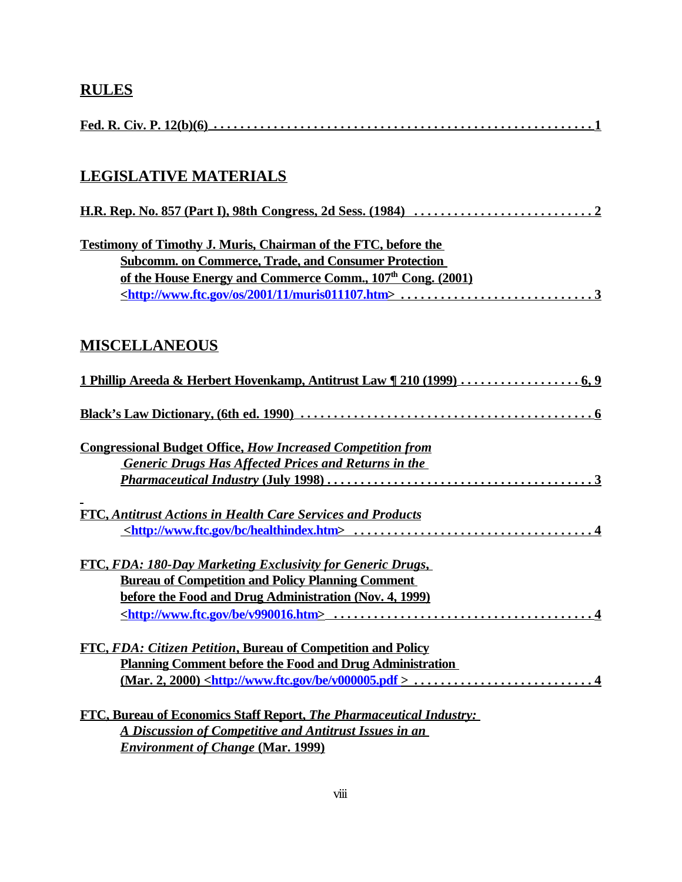## RULES

**Fed. R. Civ. P. 12(b)(6) . . . . . . . . . . . . . . . . . . . . . . . . . . . . . . . . . . . . . . . . . . . . . . . . . . . . . . . 1**

## LEGISLATIVE MATERIALS

**H.R. Rep. No. 857 (Part I), 98th Congress, 2d Sess. (1984) . . . . . . . . . . . . . . . . . . . . . . . . . . . 2**

**Testimony of Timothy J. Muris, Chairman of the FTC, before the Subcomm. on Commerce, Trade, and Consumer Protection of the House Energy and Commerce Comm., 107th Cong. (2001) <http://www.ftc.gov/os/2001/11/muris011107.htm> . . . . . . . . . . . . . . . . . . . . . . . . . . . . . 3**

## MISCELLANEOUS

**1 Phillip Areeda & Herbert Hovenkamp, Antitrust Law ¶ 210 (1999) . . . . . . . . . . . . . . . . . . 6, 9**

**Black's Law Dictionary, (6th ed. 1990) . . . . . . . . . . . . . . . . . . . . . . . . . . . . . . . . . . . . . . . . . . . 6**

**Congressional Budget Office, *How Increased Competition from Generic Drugs Has Affected Prices and Returns in the Pharmaceutical Industry* (July 1998) . . . . . . . . . . . . . . . . . . . . . . . . . . . . . . . . . . . . . . . 3**

**FTC, *Antitrust Actions in Health Care Services and Products* <http://www.ftc.gov/bc/healthindex.htm> . . . . . . . . . . . . . . . . . . . . . . . . . . . . . . . . . . . . 4**

**FTC, *FDA: 180-Day Marketing Exclusivity for Generic Drugs*, Bureau of Competition and Policy Planning Comment before the Food and Drug Administration (Nov. 4, 1999) <http://www.ftc.gov/be/v990016.htm> . . . . . . . . . . . . . . . . . . . . . . . . . . . . . . . . . . . . . . 4**

**FTC, *FDA: Citizen Petition*, Bureau of Competition and Policy Planning Comment before the Food and Drug Administration (Mar. 2, 2000) <http://www.ftc.gov/be/v000005.pdf > . . . . . . . . . . . . . . . . . . . . . . . . . . . 4**

**FTC, Bureau of Economics Staff Report, *The Pharmaceutical Industry: A Discussion of Competitive and Antitrust Issues in an Environment of Change* (Mar. 1999)**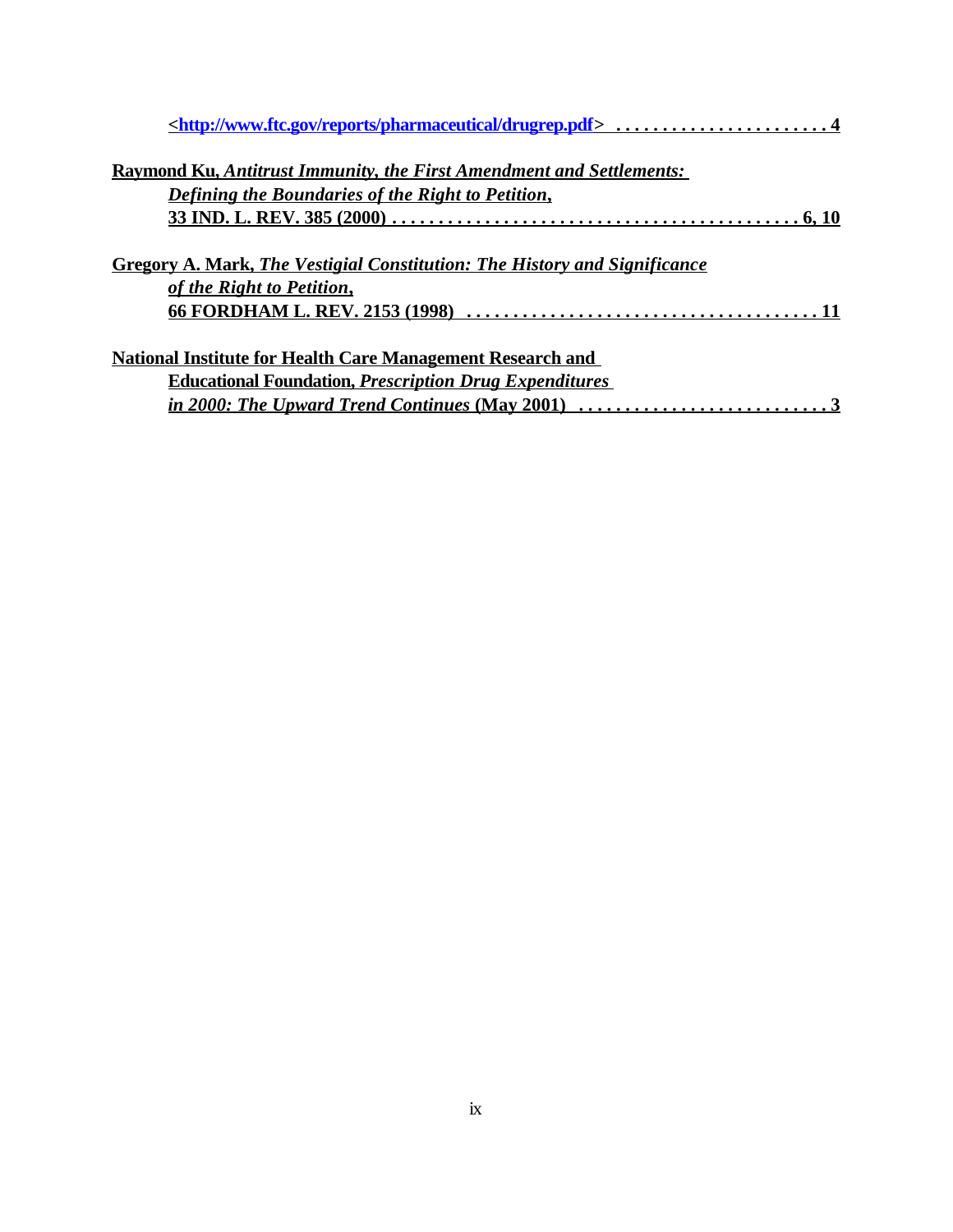<http://www.ftc.gov/reports/pharmaceutical/drugrep.pdf> . . . . . . . . . . . . . . . . . . . . . . . 4

**Raymond Ku,** ***Antitrust Immunity, the First Amendment and Settlements: Defining the Boundaries of the Right to Petition*****, 33 IND. L. REV. 385 (2000) . . . . . . . . . . . . . . . . . . . . . . . . . . . . . . . . . . . . . . . . . . . 6, 10**

**Gregory A. Mark,** ***The Vestigial Constitution: The History and Significance of the Right to Petition*****, 66 FORDHAM L. REV. 2153 (1998) . . . . . . . . . . . . . . . . . . . . . . . . . . . . . . . . . . . . . 11**

**National Institute for Health Care Management Research and Educational Foundation,** ***Prescription Drug Expenditures in 2000: The Upward Trend Continues*** **(May 2001) . . . . . . . . . . . . . . . . . . . . . . . . . . 3**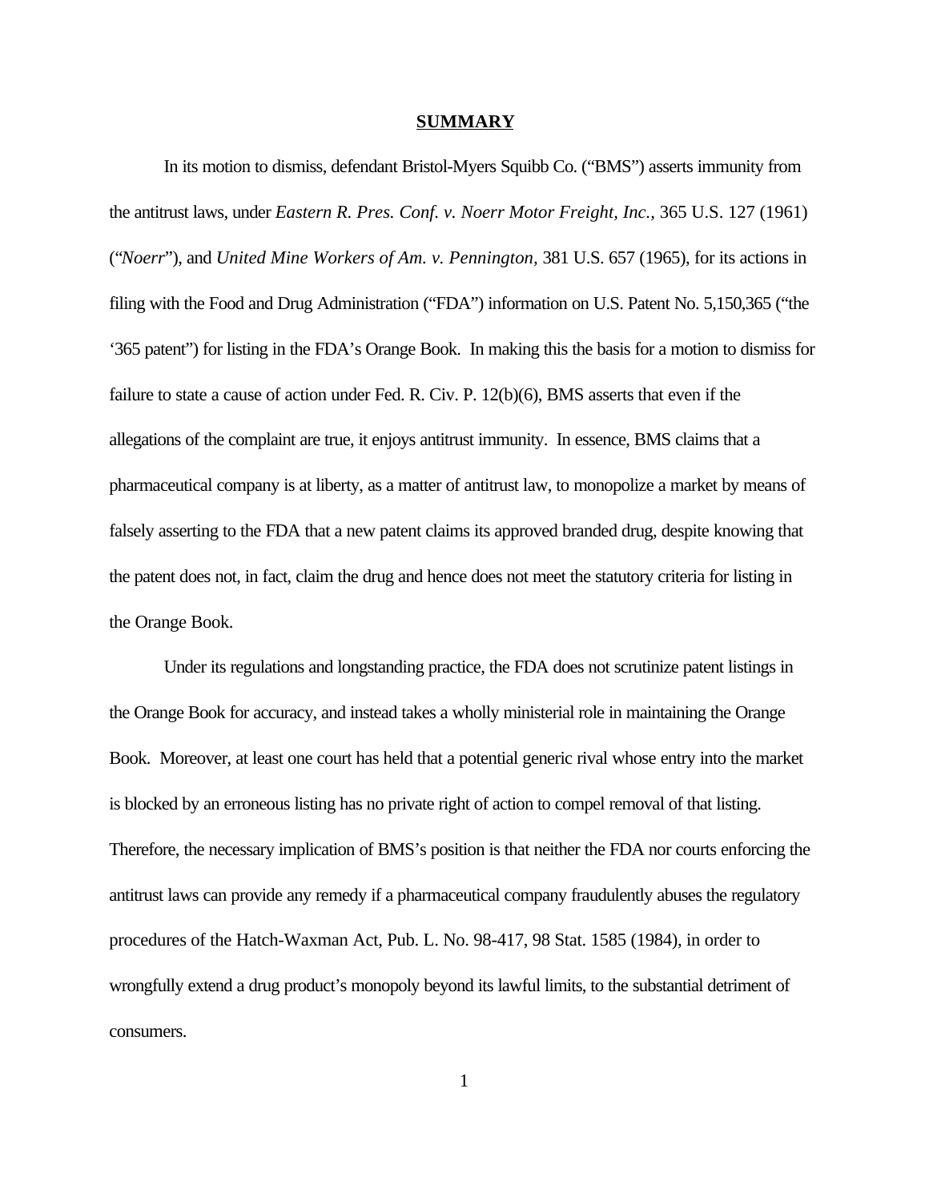## **SUMMARY**

In its motion to dismiss, defendant Bristol-Myers Squibb Co. ("BMS") asserts immunity from the antitrust laws, under *Eastern R. Pres. Conf. v. Noerr Motor Freight, Inc.,* 365 U.S. 127 (1961) ("*Noerr*"), and *United Mine Workers of Am. v. Pennington,* 381 U.S. 657 (1965), for its actions in filing with the Food and Drug Administration ("FDA") information on U.S. Patent No. 5,150,365 ("the '365 patent") for listing in the FDA's Orange Book. In making this the basis for a motion to dismiss for failure to state a cause of action under Fed. R. Civ. P. 12(b)(6), BMS asserts that even if the allegations of the complaint are true, it enjoys antitrust immunity. In essence, BMS claims that a pharmaceutical company is at liberty, as a matter of antitrust law, to monopolize a market by means of falsely asserting to the FDA that a new patent claims its approved branded drug, despite knowing that the patent does not, in fact, claim the drug and hence does not meet the statutory criteria for listing in the Orange Book.

Under its regulations and longstanding practice, the FDA does not scrutinize patent listings in the Orange Book for accuracy, and instead takes a wholly ministerial role in maintaining the Orange Book. Moreover, at least one court has held that a potential generic rival whose entry into the market is blocked by an erroneous listing has no private right of action to compel removal of that listing. Therefore, the necessary implication of BMS's position is that neither the FDA nor courts enforcing the antitrust laws can provide any remedy if a pharmaceutical company fraudulently abuses the regulatory procedures of the Hatch-Waxman Act, Pub. L. No. 98-417, 98 Stat. 1585 (1984), in order to wrongfully extend a drug product's monopoly beyond its lawful limits, to the substantial detriment of consumers.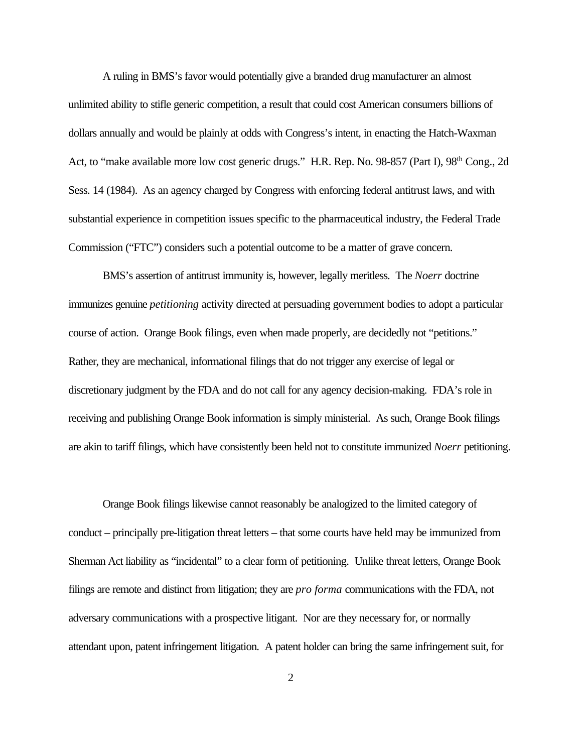A ruling in BMS's favor would potentially give a branded drug manufacturer an almost unlimited ability to stifle generic competition, a result that could cost American consumers billions of dollars annually and would be plainly at odds with Congress's intent, in enacting the Hatch-Waxman Act, to "make available more low cost generic drugs." H.R. Rep. No. 98-857 (Part I), 98th Cong., 2d Sess. 14 (1984). As an agency charged by Congress with enforcing federal antitrust laws, and with substantial experience in competition issues specific to the pharmaceutical industry, the Federal Trade Commission ("FTC") considers such a potential outcome to be a matter of grave concern.

BMS's assertion of antitrust immunity is, however, legally meritless. The *Noerr* doctrine immunizes genuine *petitioning* activity directed at persuading government bodies to adopt a particular course of action. Orange Book filings, even when made properly, are decidedly not "petitions." Rather, they are mechanical, informational filings that do not trigger any exercise of legal or discretionary judgment by the FDA and do not call for any agency decision-making. FDA's role in receiving and publishing Orange Book information is simply ministerial. As such, Orange Book filings are akin to tariff filings, which have consistently been held not to constitute immunized *Noerr* petitioning.

Orange Book filings likewise cannot reasonably be analogized to the limited category of conduct – principally pre-litigation threat letters – that some courts have held may be immunized from Sherman Act liability as "incidental" to a clear form of petitioning. Unlike threat letters, Orange Book filings are remote and distinct from litigation; they are *pro forma* communications with the FDA, not adversary communications with a prospective litigant. Nor are they necessary for, or normally attendant upon, patent infringement litigation. A patent holder can bring the same infringement suit, for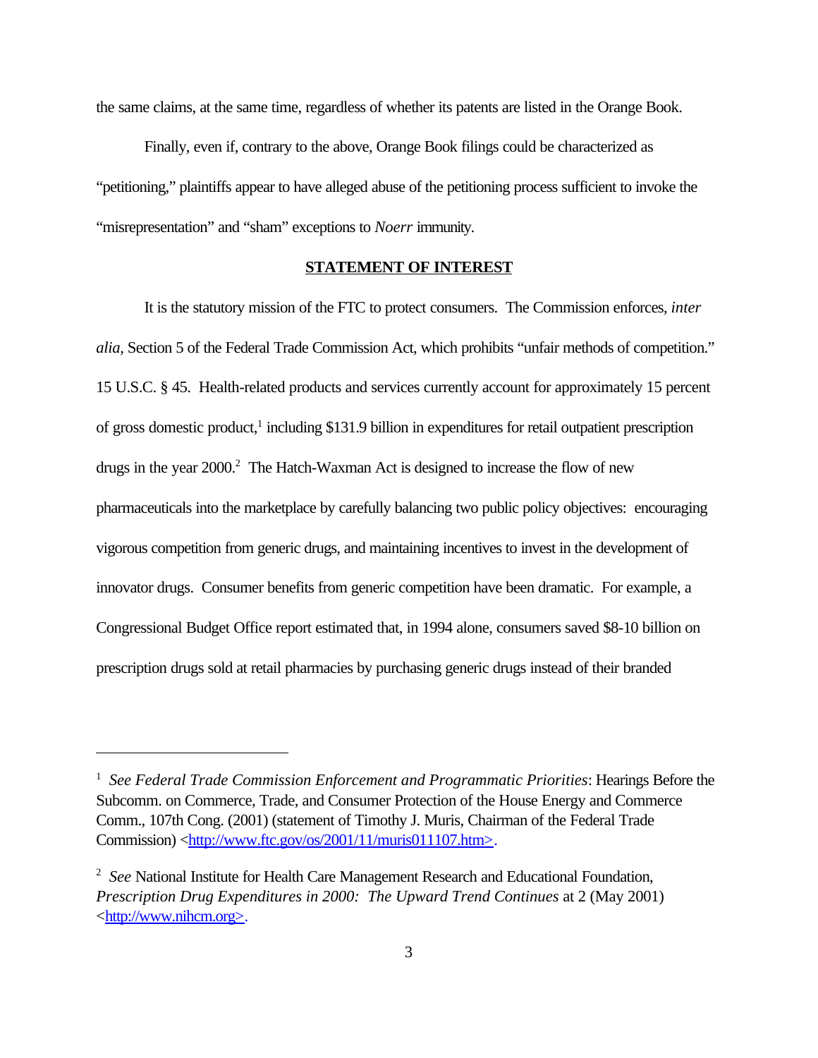the same claims, at the same time, regardless of whether its patents are listed in the Orange Book.

Finally, even if, contrary to the above, Orange Book filings could be characterized as "petitioning," plaintiffs appear to have alleged abuse of the petitioning process sufficient to invoke the "misrepresentation" and "sham" exceptions to *Noerr* immunity.

## **STATEMENT OF INTEREST**

It is the statutory mission of the FTC to protect consumers. The Commission enforces, *inter alia*, Section 5 of the Federal Trade Commission Act, which prohibits "unfair methods of competition." 15 U.S.C. § 45. Health-related products and services currently account for approximately 15 percent of gross domestic product,[1] including $131.9 billion in expenditures for retail outpatient prescription drugs in the year 2000.[2] The Hatch-Waxman Act is designed to increase the flow of new pharmaceuticals into the marketplace by carefully balancing two public policy objectives: encouraging vigorous competition from generic drugs, and maintaining incentives to invest in the development of innovator drugs. Consumer benefits from generic competition have been dramatic. For example, a Congressional Budget Office report estimated that, in 1994 alone, consumers saved $8-10 billion on prescription drugs sold at retail pharmacies by purchasing generic drugs instead of their branded

---

[1] *See Federal Trade Commission Enforcement and Programmatic Priorities*: Hearings Before the Subcomm. on Commerce, Trade, and Consumer Protection of the House Energy and Commerce Comm., 107th Cong. (2001) (statement of Timothy J. Muris, Chairman of the Federal Trade Commission) <http://www.ftc.gov/os/2001/11/muris011107.htm>.

[2] *See* National Institute for Health Care Management Research and Educational Foundation, *Prescription Drug Expenditures in 2000: The Upward Trend Continues* at 2 (May 2001) <http://www.nihcm.org>.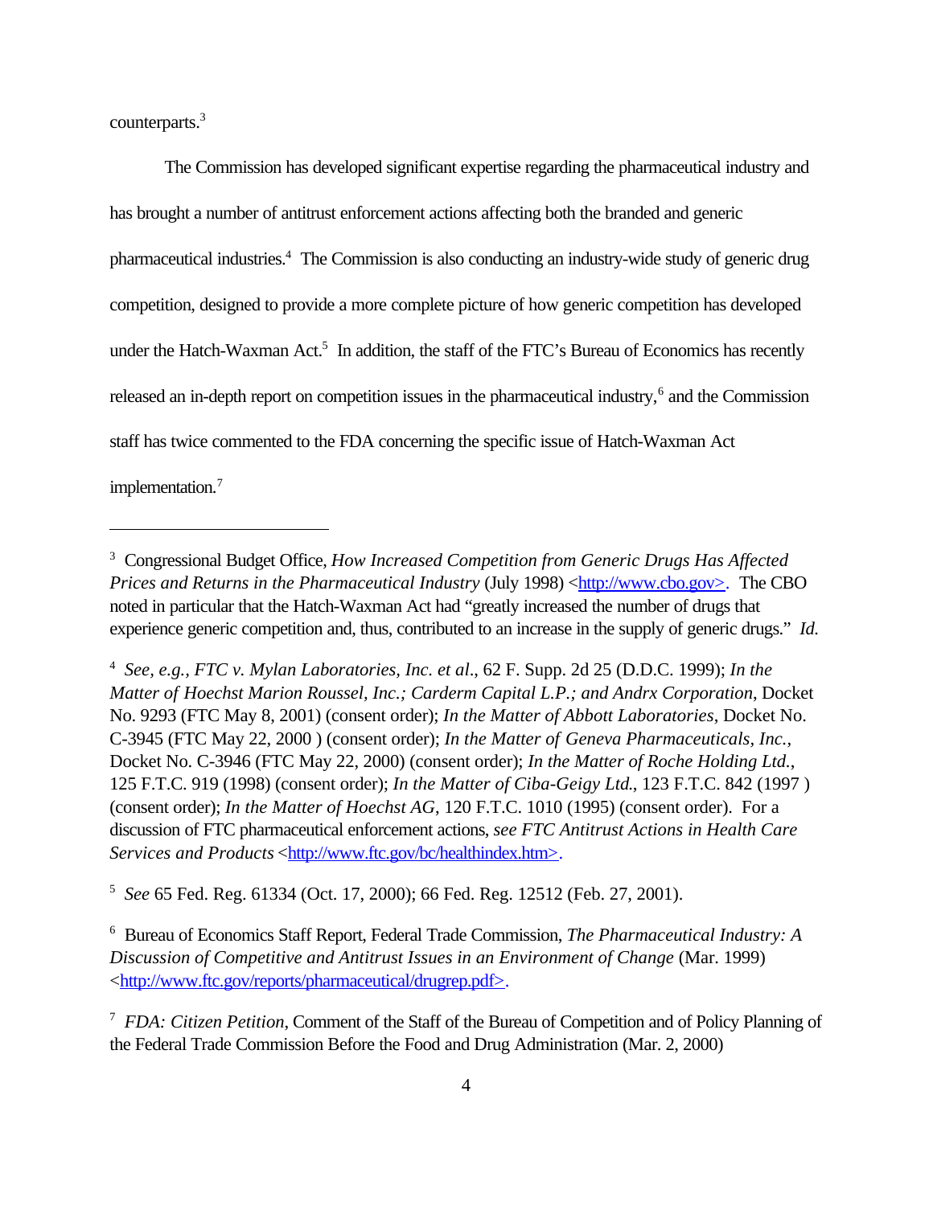counterparts.[3]

The Commission has developed significant expertise regarding the pharmaceutical industry and has brought a number of antitrust enforcement actions affecting both the branded and generic pharmaceutical industries.[4] The Commission is also conducting an industry-wide study of generic drug competition, designed to provide a more complete picture of how generic competition has developed under the Hatch-Waxman Act.[5] In addition, the staff of the FTC's Bureau of Economics has recently released an in-depth report on competition issues in the pharmaceutical industry,[6] and the Commission staff has twice commented to the FDA concerning the specific issue of Hatch-Waxman Act implementation.[7]

---

[3] Congressional Budget Office, *How Increased Competition from Generic Drugs Has Affected Prices and Returns in the Pharmaceutical Industry* (July 1998) <http://www.cbo.gov>. The CBO noted in particular that the Hatch-Waxman Act had "greatly increased the number of drugs that experience generic competition and, thus, contributed to an increase in the supply of generic drugs." *Id.*

[4] *See, e.g., FTC v. Mylan Laboratories, Inc. et al*., 62 F. Supp. 2d 25 (D.D.C. 1999); *In the Matter of Hoechst Marion Roussel, Inc.; Carderm Capital L.P.; and Andrx Corporation*, Docket No. 9293 (FTC May 8, 2001) (consent order); *In the Matter of Abbott Laboratories*, Docket No. C-3945 (FTC May 22, 2000 ) (consent order); *In the Matter of Geneva Pharmaceuticals, Inc.*, Docket No. C-3946 (FTC May 22, 2000) (consent order); *In the Matter of Roche Holding Ltd.*, 125 F.T.C. 919 (1998) (consent order); *In the Matter of Ciba-Geigy Ltd.*, 123 F.T.C. 842 (1997 ) (consent order); *In the Matter of Hoechst AG*, 120 F.T.C. 1010 (1995) (consent order). For a discussion of FTC pharmaceutical enforcement actions, *see FTC Antitrust Actions in Health Care Services and Products* <http://www.ftc.gov/bc/healthindex.htm>.

[5] *See* 65 Fed. Reg. 61334 (Oct. 17, 2000); 66 Fed. Reg. 12512 (Feb. 27, 2001).

[6] Bureau of Economics Staff Report, Federal Trade Commission, *The Pharmaceutical Industry: A Discussion of Competitive and Antitrust Issues in an Environment of Change* (Mar. 1999) <http://www.ftc.gov/reports/pharmaceutical/drugrep.pdf>.

[7] *FDA: Citizen Petition*, Comment of the Staff of the Bureau of Competition and of Policy Planning of the Federal Trade Commission Before the Food and Drug Administration (Mar. 2, 2000)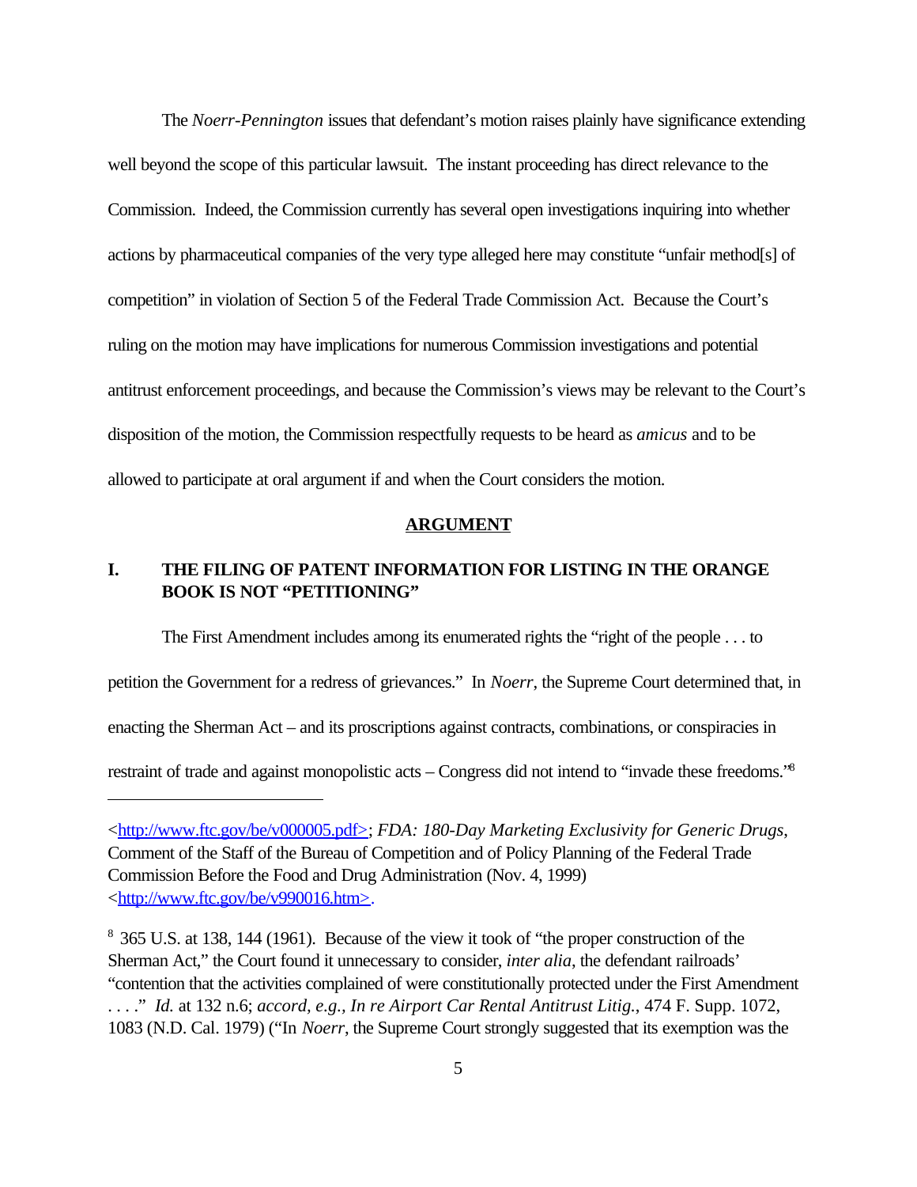The *Noerr-Pennington* issues that defendant's motion raises plainly have significance extending well beyond the scope of this particular lawsuit. The instant proceeding has direct relevance to the Commission. Indeed, the Commission currently has several open investigations inquiring into whether actions by pharmaceutical companies of the very type alleged here may constitute "unfair method[s] of competition" in violation of Section 5 of the Federal Trade Commission Act. Because the Court's ruling on the motion may have implications for numerous Commission investigations and potential antitrust enforcement proceedings, and because the Commission's views may be relevant to the Court's disposition of the motion, the Commission respectfully requests to be heard as *amicus* and to be allowed to participate at oral argument if and when the Court considers the motion.

## ARGUMENT

### I. THE FILING OF PATENT INFORMATION FOR LISTING IN THE ORANGE BOOK IS NOT "PETITIONING"

The First Amendment includes among its enumerated rights the "right of the people . . . to petition the Government for a redress of grievances." In *Noerr*, the Supreme Court determined that, in enacting the Sherman Act – and its proscriptions against contracts, combinations, or conspiracies in restraint of trade and against monopolistic acts – Congress did not intend to "invade these freedoms."[8]

---

<http://www.ftc.gov/be/v000005.pdf>; *FDA: 180-Day Marketing Exclusivity for Generic Drugs*, Comment of the Staff of the Bureau of Competition and of Policy Planning of the Federal Trade Commission Before the Food and Drug Administration (Nov. 4, 1999) <http://www.ftc.gov/be/v990016.htm>.

[8] 365 U.S. at 138, 144 (1961). Because of the view it took of "the proper construction of the Sherman Act," the Court found it unnecessary to consider, *inter alia*, the defendant railroads' "contention that the activities complained of were constitutionally protected under the First Amendment . . . ." *Id.* at 132 n.6; *accord, e.g.*, *In re Airport Car Rental Antitrust Litig.*, 474 F. Supp. 1072, 1083 (N.D. Cal. 1979) ("In *Noerr*, the Supreme Court strongly suggested that its exemption was the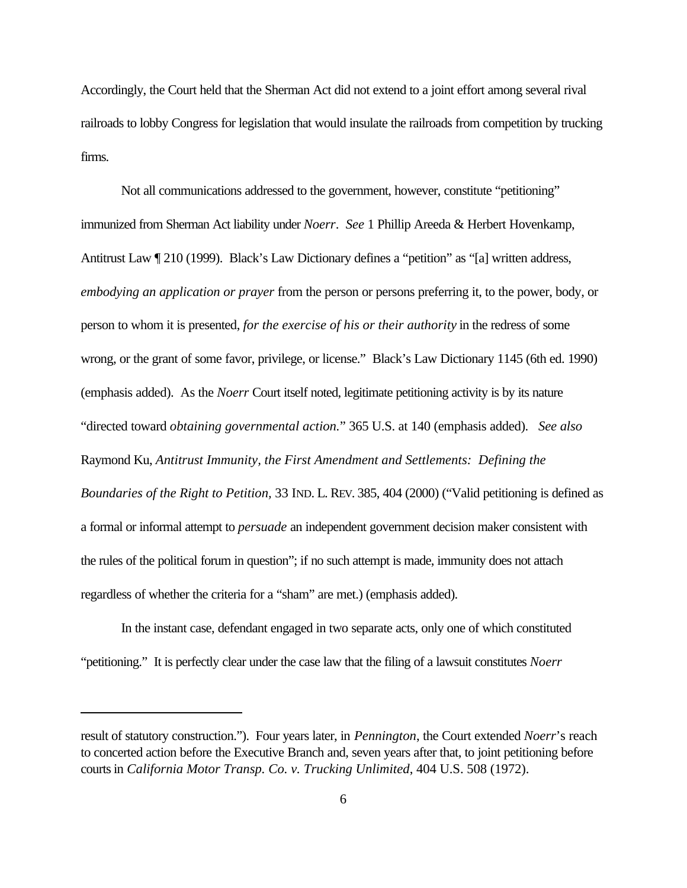Accordingly, the Court held that the Sherman Act did not extend to a joint effort among several rival railroads to lobby Congress for legislation that would insulate the railroads from competition by trucking firms.

Not all communications addressed to the government, however, constitute "petitioning" immunized from Sherman Act liability under *Noerr*. *See* 1 Phillip Areeda & Herbert Hovenkamp, Antitrust Law ¶ 210 (1999). Black's Law Dictionary defines a "petition" as "[a] written address, *embodying an application or prayer* from the person or persons preferring it, to the power, body, or person to whom it is presented, *for the exercise of his or their authority* in the redress of some wrong, or the grant of some favor, privilege, or license." Black's Law Dictionary 1145 (6th ed. 1990) (emphasis added). As the *Noerr* Court itself noted, legitimate petitioning activity is by its nature "directed toward *obtaining governmental action*." 365 U.S. at 140 (emphasis added). *See also* Raymond Ku, *Antitrust Immunity, the First Amendment and Settlements: Defining the Boundaries of the Right to Petition,* 33 IND. L. REV. 385, 404 (2000) ("Valid petitioning is defined as a formal or informal attempt to *persuade* an independent government decision maker consistent with the rules of the political forum in question"; if no such attempt is made, immunity does not attach regardless of whether the criteria for a "sham" are met.) (emphasis added).

In the instant case, defendant engaged in two separate acts, only one of which constituted "petitioning." It is perfectly clear under the case law that the filing of a lawsuit constitutes *Noerr*

---

result of statutory construction."). Four years later, in *Pennington*, the Court extended *Noerr*'s reach to concerted action before the Executive Branch and, seven years after that, to joint petitioning before courts in *California Motor Transp. Co. v. Trucking Unlimited*, 404 U.S. 508 (1972).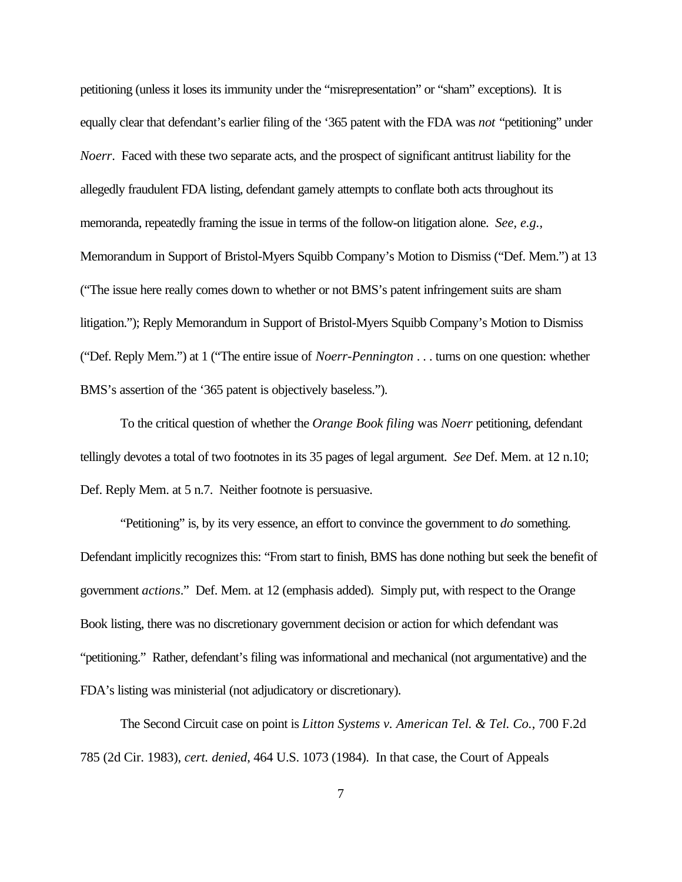petitioning (unless it loses its immunity under the "misrepresentation" or "sham" exceptions). It is equally clear that defendant's earlier filing of the '365 patent with the FDA was *not* "petitioning" under *Noerr*. Faced with these two separate acts, and the prospect of significant antitrust liability for the allegedly fraudulent FDA listing, defendant gamely attempts to conflate both acts throughout its memoranda, repeatedly framing the issue in terms of the follow-on litigation alone. *See, e.g.*, Memorandum in Support of Bristol-Myers Squibb Company's Motion to Dismiss ("Def. Mem.") at 13 ("The issue here really comes down to whether or not BMS's patent infringement suits are sham litigation."); Reply Memorandum in Support of Bristol-Myers Squibb Company's Motion to Dismiss ("Def. Reply Mem.") at 1 ("The entire issue of *Noerr-Pennington* . . . turns on one question: whether BMS's assertion of the '365 patent is objectively baseless.").

To the critical question of whether the *Orange Book filing* was *Noerr* petitioning, defendant tellingly devotes a total of two footnotes in its 35 pages of legal argument. *See* Def. Mem. at 12 n.10; Def. Reply Mem. at 5 n.7. Neither footnote is persuasive.

"Petitioning" is, by its very essence, an effort to convince the government to *do* something. Defendant implicitly recognizes this: "From start to finish, BMS has done nothing but seek the benefit of government *actions*." Def. Mem. at 12 (emphasis added). Simply put, with respect to the Orange Book listing, there was no discretionary government decision or action for which defendant was "petitioning." Rather, defendant's filing was informational and mechanical (not argumentative) and the FDA's listing was ministerial (not adjudicatory or discretionary).

The Second Circuit case on point is *Litton Systems v. American Tel. & Tel. Co.*, 700 F.2d 785 (2d Cir. 1983), *cert. denied*, 464 U.S. 1073 (1984). In that case, the Court of Appeals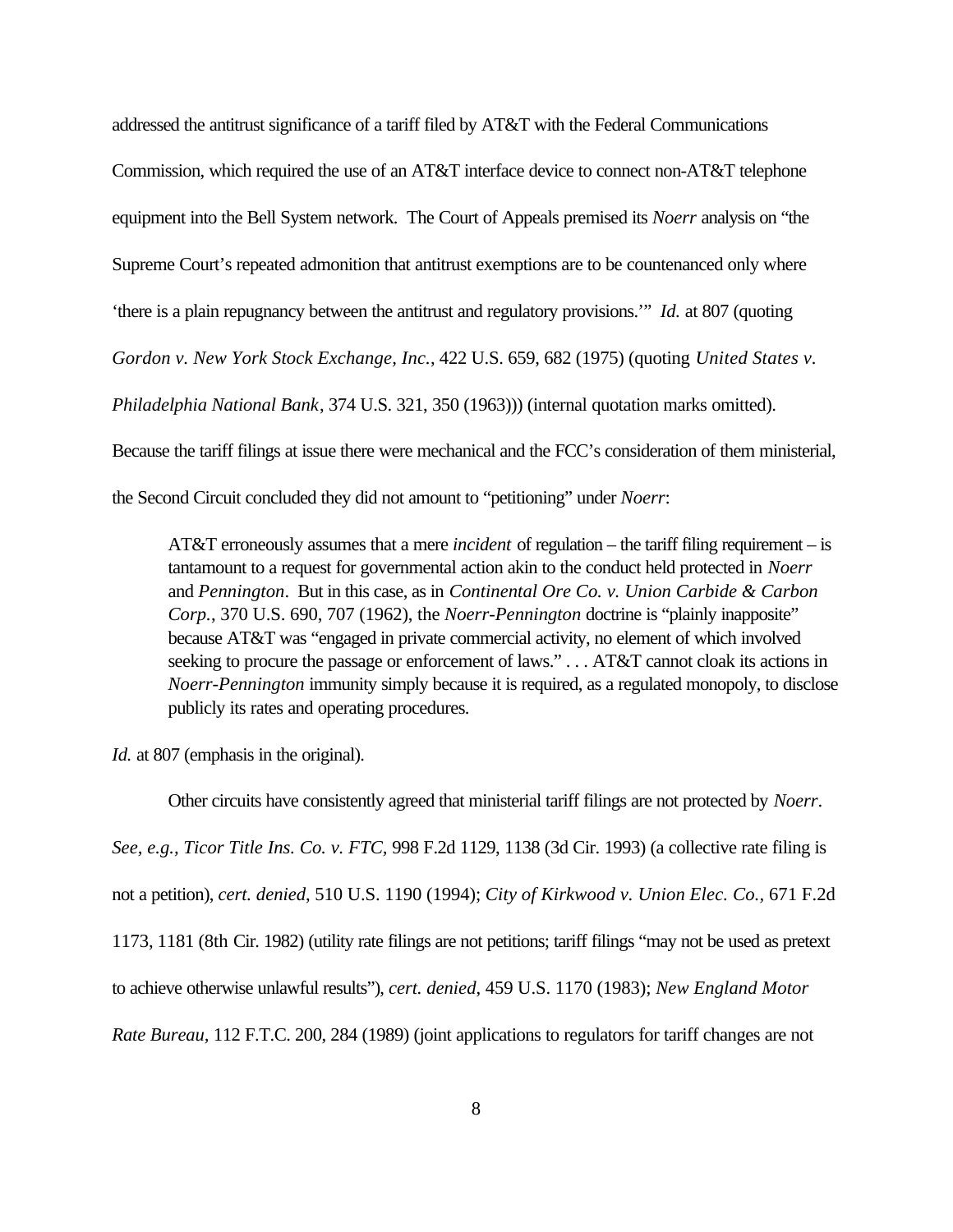addressed the antitrust significance of a tariff filed by AT&T with the Federal Communications Commission, which required the use of an AT&T interface device to connect non-AT&T telephone equipment into the Bell System network. The Court of Appeals premised its *Noerr* analysis on "the Supreme Court's repeated admonition that antitrust exemptions are to be countenanced only where 'there is a plain repugnancy between the antitrust and regulatory provisions.'" *Id.* at 807 (quoting *Gordon v. New York Stock Exchange, Inc.*, 422 U.S. 659, 682 (1975) (quoting *United States v. Philadelphia National Bank*, 374 U.S. 321, 350 (1963))) (internal quotation marks omitted). Because the tariff filings at issue there were mechanical and the FCC's consideration of them ministerial, the Second Circuit concluded they did not amount to "petitioning" under *Noerr*:

> AT&T erroneously assumes that a mere *incident* of regulation – the tariff filing requirement – is tantamount to a request for governmental action akin to the conduct held protected in *Noerr* and *Pennington*. But in this case, as in *Continental Ore Co. v. Union Carbide & Carbon Corp.*, 370 U.S. 690, 707 (1962), the *Noerr-Pennington* doctrine is "plainly inapposite" because AT&T was "engaged in private commercial activity, no element of which involved seeking to procure the passage or enforcement of laws." . . . AT&T cannot cloak its actions in *Noerr-Pennington* immunity simply because it is required, as a regulated monopoly, to disclose publicly its rates and operating procedures.

*Id.* at 807 (emphasis in the original).

Other circuits have consistently agreed that ministerial tariff filings are not protected by *Noerr*. *See, e.g., Ticor Title Ins. Co. v. FTC,* 998 F.2d 1129, 1138 (3d Cir. 1993) (a collective rate filing is not a petition), *cert. denied*, 510 U.S. 1190 (1994); *City of Kirkwood v. Union Elec. Co.,* 671 F.2d 1173, 1181 (8th Cir. 1982) (utility rate filings are not petitions; tariff filings "may not be used as pretext to achieve otherwise unlawful results"), *cert. denied*, 459 U.S. 1170 (1983); *New England Motor Rate Bureau,* 112 F.T.C. 200, 284 (1989) (joint applications to regulators for tariff changes are not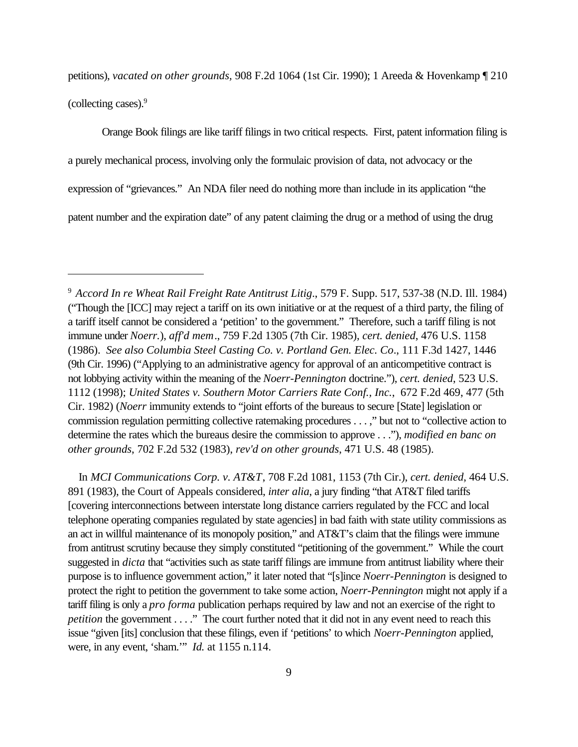petitions), *vacated on other grounds*, 908 F.2d 1064 (1st Cir. 1990); 1 Areeda & Hovenkamp ¶ 210 (collecting cases).[9]

Orange Book filings are like tariff filings in two critical respects. First, patent information filing is a purely mechanical process, involving only the formulaic provision of data, not advocacy or the expression of "grievances." An NDA filer need do nothing more than include in its application "the patent number and the expiration date" of any patent claiming the drug or a method of using the drug

---

[9] *Accord In re Wheat Rail Freight Rate Antitrust Litig*., 579 F. Supp. 517, 537-38 (N.D. Ill. 1984) ("Though the [ICC] may reject a tariff on its own initiative or at the request of a third party, the filing of a tariff itself cannot be considered a 'petition' to the government." Therefore, such a tariff filing is not immune under *Noerr*.), *aff'd mem*., 759 F.2d 1305 (7th Cir. 1985), *cert. denied*, 476 U.S. 1158 (1986). *See also Columbia Steel Casting Co. v. Portland Gen. Elec. Co*., 111 F.3d 1427, 1446 (9th Cir. 1996) ("Applying to an administrative agency for approval of an anticompetitive contract is not lobbying activity within the meaning of the *Noerr-Pennington* doctrine."), *cert. denied*, 523 U.S. 1112 (1998); *United States v. Southern Motor Carriers Rate Conf., Inc.*, 672 F.2d 469, 477 (5th Cir. 1982) (*Noerr* immunity extends to "joint efforts of the bureaus to secure [State] legislation or commission regulation permitting collective ratemaking procedures . . . ," but not to "collective action to determine the rates which the bureaus desire the commission to approve . . ."), *modified en banc on other grounds*, 702 F.2d 532 (1983), *rev'd on other grounds*, 471 U.S. 48 (1985).

In *MCI Communications Corp. v. AT&T*, 708 F.2d 1081, 1153 (7th Cir.), *cert. denied*, 464 U.S. 891 (1983), the Court of Appeals considered, *inter alia*, a jury finding "that AT&T filed tariffs [covering interconnections between interstate long distance carriers regulated by the FCC and local telephone operating companies regulated by state agencies] in bad faith with state utility commissions as an act in willful maintenance of its monopoly position," and AT&T's claim that the filings were immune from antitrust scrutiny because they simply constituted "petitioning of the government." While the court suggested in *dicta* that "activities such as state tariff filings are immune from antitrust liability where their purpose is to influence government action," it later noted that "[s]ince *Noerr-Pennington* is designed to protect the right to petition the government to take some action, *Noerr-Pennington* might not apply if a tariff filing is only a *pro forma* publication perhaps required by law and not an exercise of the right to *petition* the government . . . ." The court further noted that it did not in any event need to reach this issue "given [its] conclusion that these filings, even if 'petitions' to which *Noerr-Pennington* applied, were, in any event, 'sham.'" *Id.* at 1155 n.114.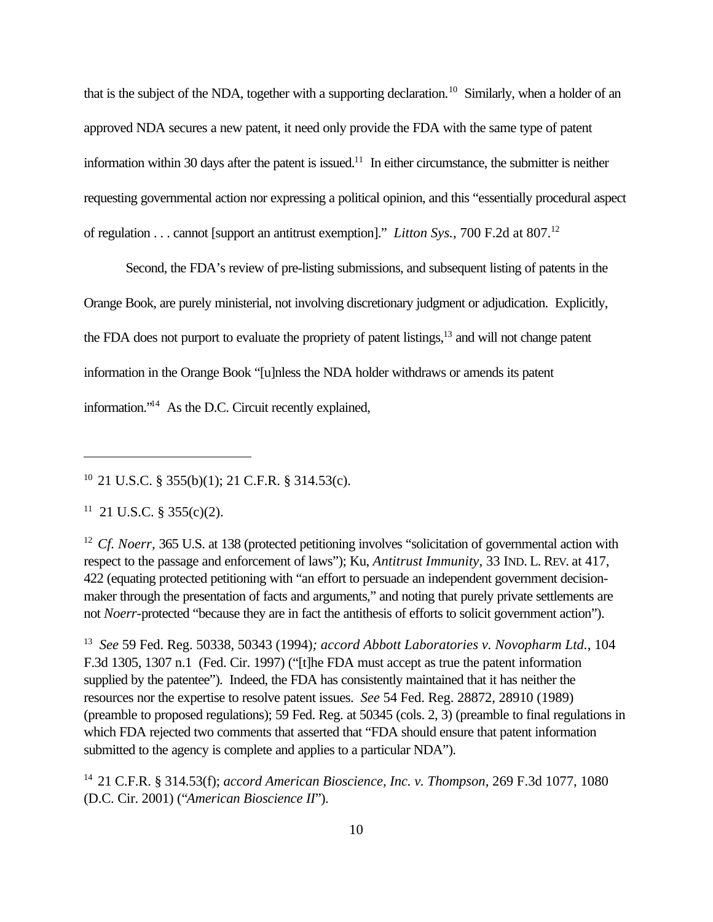that is the subject of the NDA, together with a supporting declaration.[10] Similarly, when a holder of an approved NDA secures a new patent, it need only provide the FDA with the same type of patent information within 30 days after the patent is issued.[11] In either circumstance, the submitter is neither requesting governmental action nor expressing a political opinion, and this "essentially procedural aspect of regulation . . . cannot [support an antitrust exemption]." *Litton Sys.*, 700 F.2d at 807.[12]

Second, the FDA's review of pre-listing submissions, and subsequent listing of patents in the Orange Book, are purely ministerial, not involving discretionary judgment or adjudication. Explicitly, the FDA does not purport to evaluate the propriety of patent listings,[13] and will not change patent information in the Orange Book "[u]nless the NDA holder withdraws or amends its patent information."[14] As the D.C. Circuit recently explained,

---

[10] 21 U.S.C. § 355(b)(1); 21 C.F.R. § 314.53(c).

[11] 21 U.S.C. § 355(c)(2).

[12] *Cf. Noerr*, 365 U.S. at 138 (protected petitioning involves "solicitation of governmental action with respect to the passage and enforcement of laws"); Ku, *Antitrust Immunity*, 33 IND. L. REV. at 417, 422 (equating protected petitioning with "an effort to persuade an independent government decision-maker through the presentation of facts and arguments," and noting that purely private settlements are not *Noerr*-protected "because they are in fact the antithesis of efforts to solicit government action").

[13] *See* 59 Fed. Reg. 50338, 50343 (1994)*; accord Abbott Laboratories v. Novopharm Ltd.*, 104 F.3d 1305, 1307 n.1 (Fed. Cir. 1997) ("[t]he FDA must accept as true the patent information supplied by the patentee"). Indeed, the FDA has consistently maintained that it has neither the resources nor the expertise to resolve patent issues. *See* 54 Fed. Reg. 28872, 28910 (1989) (preamble to proposed regulations); 59 Fed. Reg. at 50345 (cols. 2, 3) (preamble to final regulations in which FDA rejected two comments that asserted that "FDA should ensure that patent information submitted to the agency is complete and applies to a particular NDA").

[14] 21 C.F.R. § 314.53(f); *accord American Bioscience, Inc. v. Thompson*, 269 F.3d 1077, 1080 (D.C. Cir. 2001) ("*American Bioscience II*").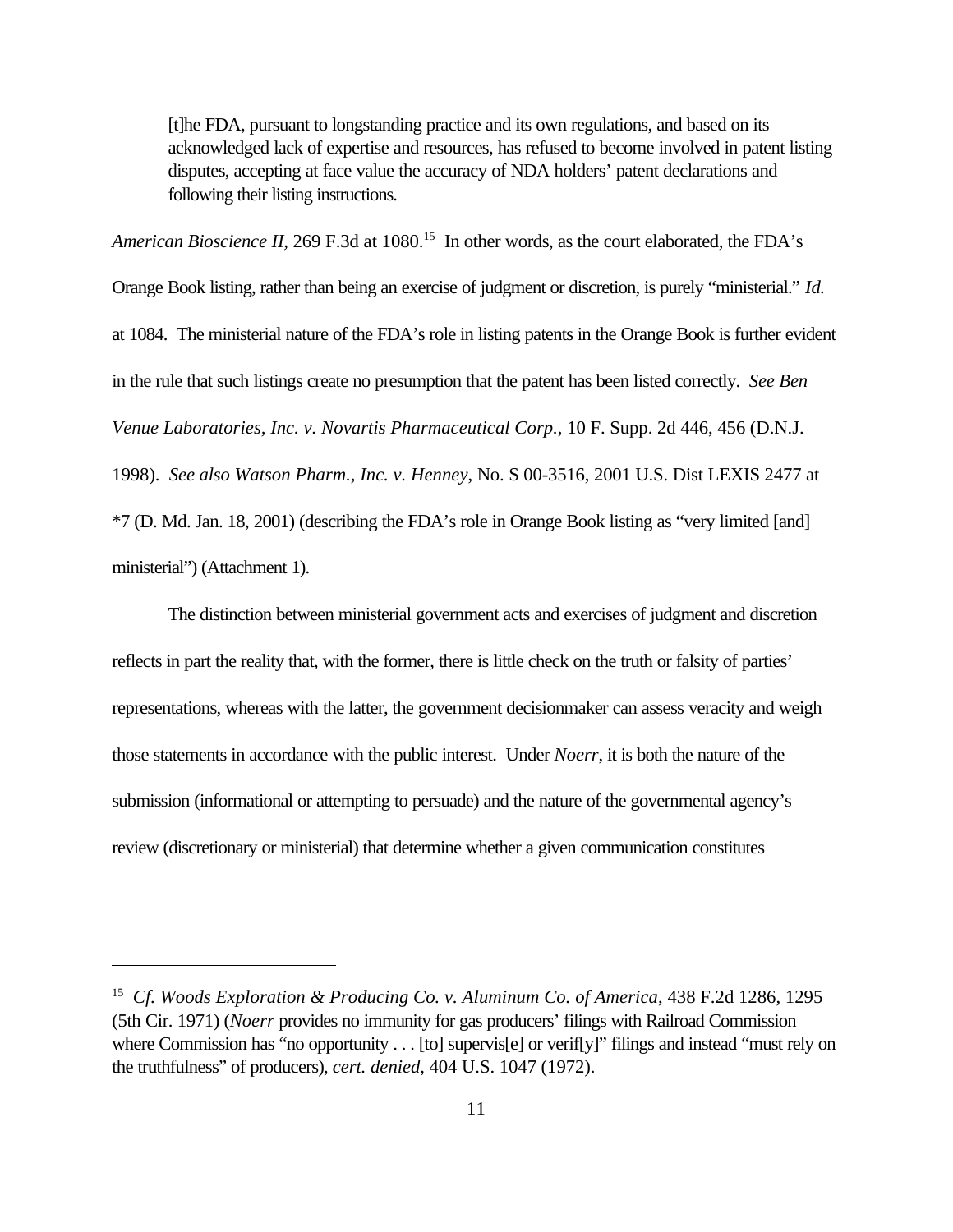> [t]he FDA, pursuant to longstanding practice and its own regulations, and based on its acknowledged lack of expertise and resources, has refused to become involved in patent listing disputes, accepting at face value the accuracy of NDA holders' patent declarations and following their listing instructions.

*American Bioscience II*, 269 F.3d at 1080.[15] In other words, as the court elaborated, the FDA's Orange Book listing, rather than being an exercise of judgment or discretion, is purely "ministerial." *Id.* at 1084. The ministerial nature of the FDA's role in listing patents in the Orange Book is further evident in the rule that such listings create no presumption that the patent has been listed correctly. *See Ben Venue Laboratories, Inc. v. Novartis Pharmaceutical Corp.*, 10 F. Supp. 2d 446, 456 (D.N.J. 1998). *See also Watson Pharm., Inc. v. Henney*, No. S 00-3516, 2001 U.S. Dist LEXIS 2477 at *7 (D. Md. Jan. 18, 2001) (describing the FDA's role in Orange Book listing as "very limited [and] ministerial") (Attachment 1).

The distinction between ministerial government acts and exercises of judgment and discretion reflects in part the reality that, with the former, there is little check on the truth or falsity of parties' representations, whereas with the latter, the government decisionmaker can assess veracity and weigh those statements in accordance with the public interest. Under *Noerr*, it is both the nature of the submission (informational or attempting to persuade) and the nature of the governmental agency's review (discretionary or ministerial) that determine whether a given communication constitutes

---

[15] *Cf. Woods Exploration & Producing Co. v. Aluminum Co. of America*, 438 F.2d 1286, 1295 (5th Cir. 1971) (*Noerr* provides no immunity for gas producers' filings with Railroad Commission where Commission has "no opportunity . . . [to] supervis[e] or verif[y]" filings and instead "must rely on the truthfulness" of producers), *cert. denied*, 404 U.S. 1047 (1972).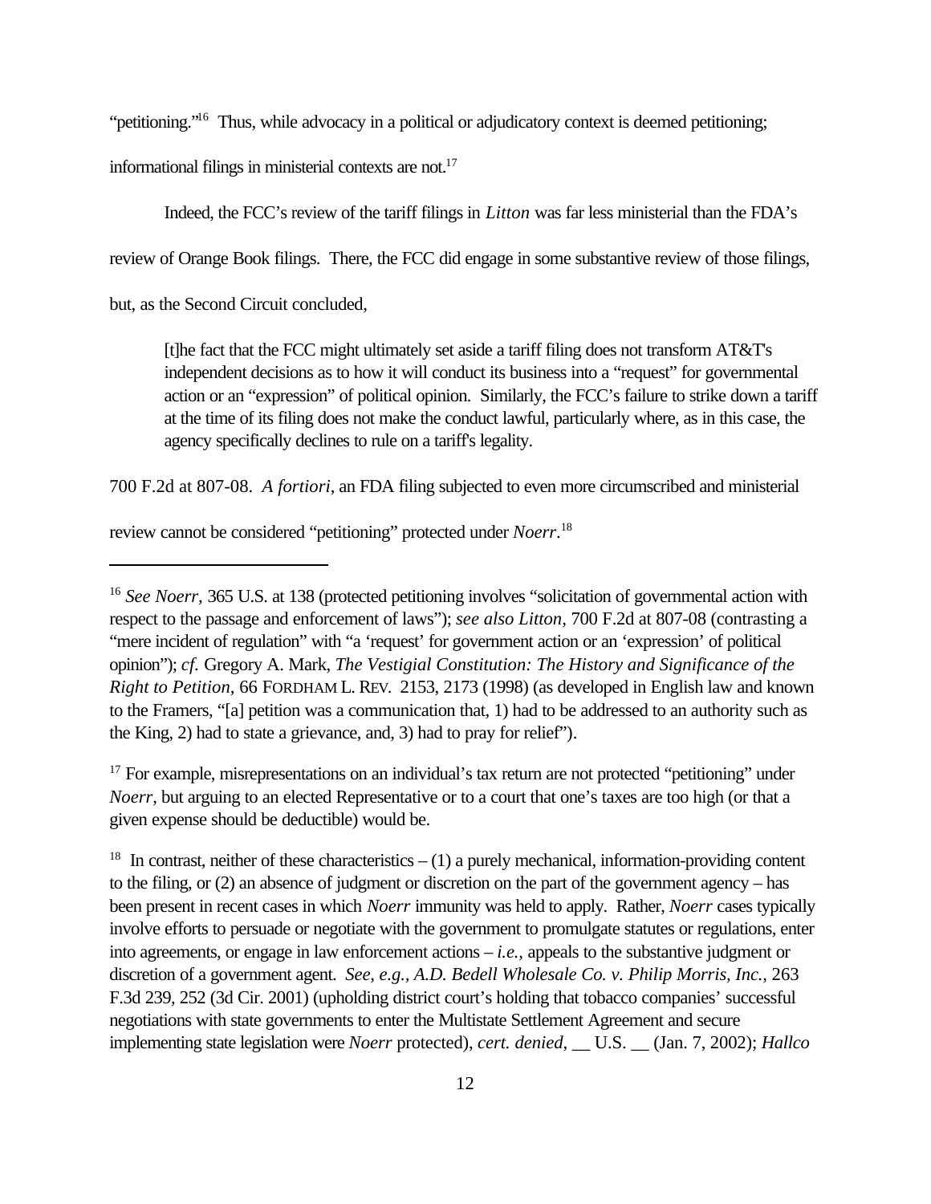"petitioning."[16] Thus, while advocacy in a political or adjudicatory context is deemed petitioning; informational filings in ministerial contexts are not.[17]

Indeed, the FCC's review of the tariff filings in *Litton* was far less ministerial than the FDA's review of Orange Book filings. There, the FCC did engage in some substantive review of those filings, but, as the Second Circuit concluded,

> [t]he fact that the FCC might ultimately set aside a tariff filing does not transform AT&T's independent decisions as to how it will conduct its business into a "request" for governmental action or an "expression" of political opinion. Similarly, the FCC's failure to strike down a tariff at the time of its filing does not make the conduct lawful, particularly where, as in this case, the agency specifically declines to rule on a tariff's legality.

700 F.2d at 807-08. *A fortiori*, an FDA filing subjected to even more circumscribed and ministerial review cannot be considered "petitioning" protected under *Noerr*.[18]

---

[16] *See Noerr*, 365 U.S. at 138 (protected petitioning involves "solicitation of governmental action with respect to the passage and enforcement of laws"); *see also Litton*, 700 F.2d at 807-08 (contrasting a "mere incident of regulation" with "a 'request' for government action or an 'expression' of political opinion"); *cf.* Gregory A. Mark, *The Vestigial Constitution: The History and Significance of the Right to Petition*, 66 FORDHAM L. REV. 2153, 2173 (1998) (as developed in English law and known to the Framers, "[a] petition was a communication that, 1) had to be addressed to an authority such as the King, 2) had to state a grievance, and, 3) had to pray for relief").

[17] For example, misrepresentations on an individual's tax return are not protected "petitioning" under *Noerr*, but arguing to an elected Representative or to a court that one's taxes are too high (or that a given expense should be deductible) would be.

[18] In contrast, neither of these characteristics – (1) a purely mechanical, information-providing content to the filing, or (2) an absence of judgment or discretion on the part of the government agency – has been present in recent cases in which *Noerr* immunity was held to apply. Rather, *Noerr* cases typically involve efforts to persuade or negotiate with the government to promulgate statutes or regulations, enter into agreements, or engage in law enforcement actions – *i.e.,* appeals to the substantive judgment or discretion of a government agent. *See, e.g., A.D. Bedell Wholesale Co. v. Philip Morris, Inc.,* 263 F.3d 239, 252 (3d Cir. 2001) (upholding district court's holding that tobacco companies' successful negotiations with state governments to enter the Multistate Settlement Agreement and secure implementing state legislation were *Noerr* protected), *cert. denied*, __ U.S. __ (Jan. 7, 2002); *Hallco*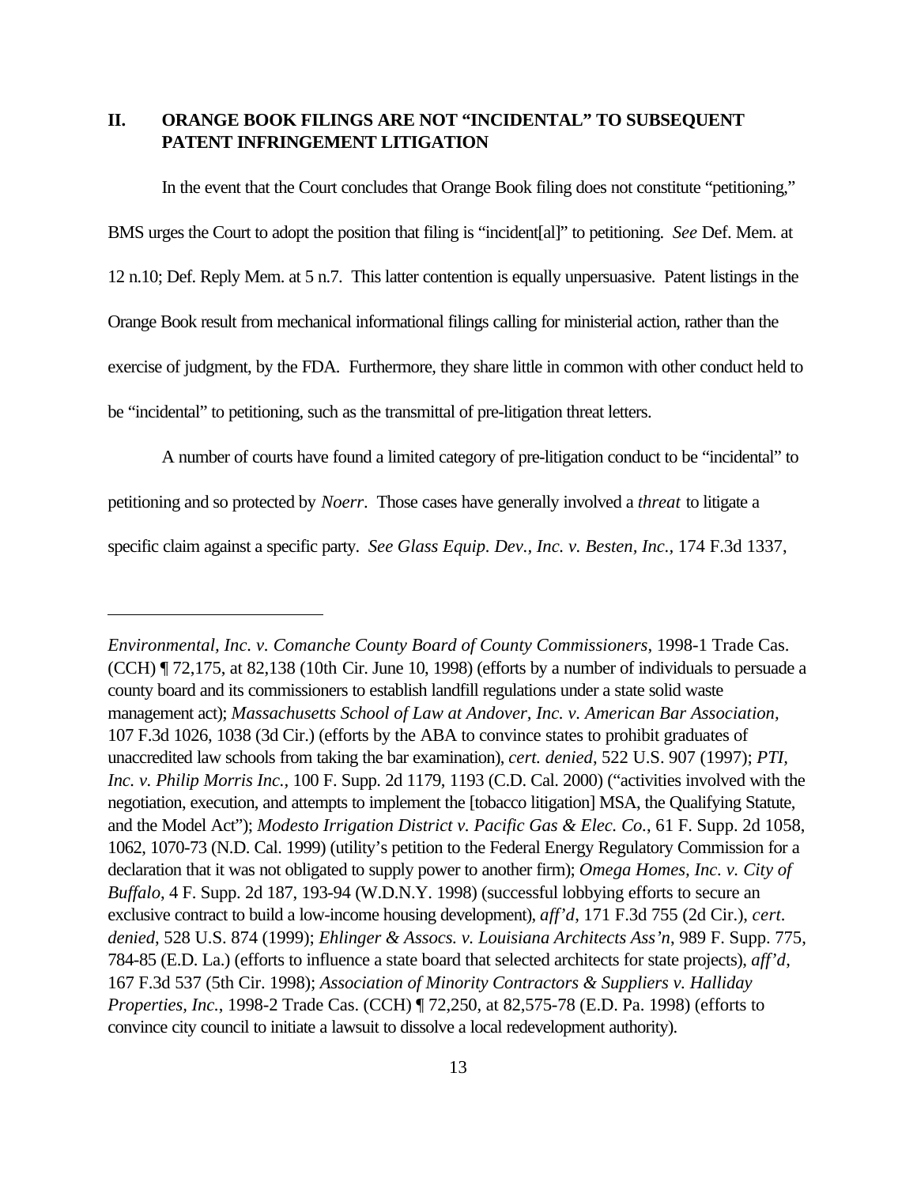## II. ORANGE BOOK FILINGS ARE NOT "INCIDENTAL" TO SUBSEQUENT PATENT INFRINGEMENT LITIGATION

In the event that the Court concludes that Orange Book filing does not constitute "petitioning," BMS urges the Court to adopt the position that filing is "incident[al]" to petitioning. *See* Def. Mem. at 12 n.10; Def. Reply Mem. at 5 n.7. This latter contention is equally unpersuasive. Patent listings in the Orange Book result from mechanical informational filings calling for ministerial action, rather than the exercise of judgment, by the FDA. Furthermore, they share little in common with other conduct held to be "incidental" to petitioning, such as the transmittal of pre-litigation threat letters.

A number of courts have found a limited category of pre-litigation conduct to be "incidental" to petitioning and so protected by *Noerr*. Those cases have generally involved a *threat* to litigate a specific claim against a specific party. *See Glass Equip. Dev., Inc. v. Besten, Inc.*, 174 F.3d 1337,

---

*Environmental, Inc. v. Comanche County Board of County Commissioners*, 1998-1 Trade Cas. (CCH) ¶ 72,175, at 82,138 (10th Cir. June 10, 1998) (efforts by a number of individuals to persuade a county board and its commissioners to establish landfill regulations under a state solid waste management act); *Massachusetts School of Law at Andover, Inc. v. American Bar Association*, 107 F.3d 1026, 1038 (3d Cir.) (efforts by the ABA to convince states to prohibit graduates of unaccredited law schools from taking the bar examination), *cert. denied*, 522 U.S. 907 (1997); *PTI, Inc. v. Philip Morris Inc.*, 100 F. Supp. 2d 1179, 1193 (C.D. Cal. 2000) ("activities involved with the negotiation, execution, and attempts to implement the [tobacco litigation] MSA, the Qualifying Statute, and the Model Act"); *Modesto Irrigation District v. Pacific Gas & Elec. Co.*, 61 F. Supp. 2d 1058, 1062, 1070-73 (N.D. Cal. 1999) (utility's petition to the Federal Energy Regulatory Commission for a declaration that it was not obligated to supply power to another firm); *Omega Homes, Inc. v. City of Buffalo*, 4 F. Supp. 2d 187, 193-94 (W.D.N.Y. 1998) (successful lobbying efforts to secure an exclusive contract to build a low-income housing development), *aff'd*, 171 F.3d 755 (2d Cir.), *cert. denied*, 528 U.S. 874 (1999); *Ehlinger & Assocs. v. Louisiana Architects Ass'n*, 989 F. Supp. 775, 784-85 (E.D. La.) (efforts to influence a state board that selected architects for state projects), *aff'd*, 167 F.3d 537 (5th Cir. 1998); *Association of Minority Contractors & Suppliers v. Halliday Properties, Inc.*, 1998-2 Trade Cas. (CCH) ¶ 72,250, at 82,575-78 (E.D. Pa. 1998) (efforts to convince city council to initiate a lawsuit to dissolve a local redevelopment authority).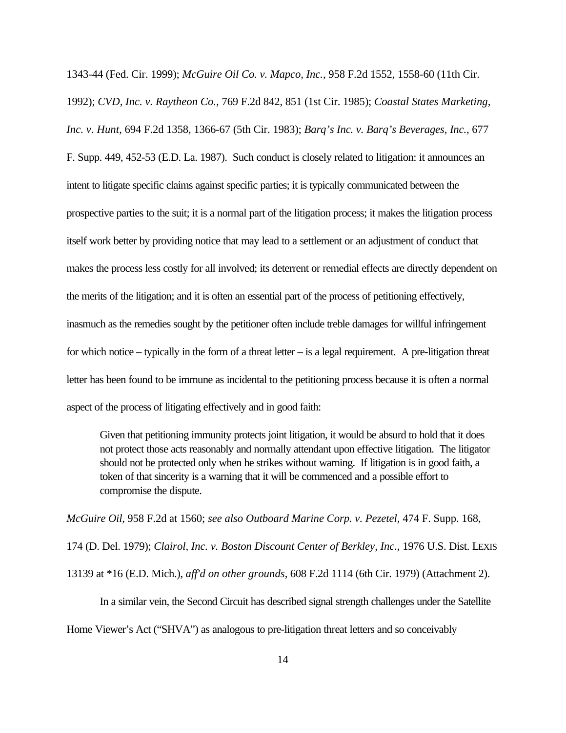1343-44 (Fed. Cir. 1999); *McGuire Oil Co. v. Mapco, Inc.*, 958 F.2d 1552, 1558-60 (11th Cir. 1992); *CVD, Inc. v. Raytheon Co.*, 769 F.2d 842, 851 (1st Cir. 1985); *Coastal States Marketing, Inc. v. Hunt*, 694 F.2d 1358, 1366-67 (5th Cir. 1983); *Barq's Inc. v. Barq's Beverages, Inc.*, 677 F. Supp. 449, 452-53 (E.D. La. 1987). Such conduct is closely related to litigation: it announces an intent to litigate specific claims against specific parties; it is typically communicated between the prospective parties to the suit; it is a normal part of the litigation process; it makes the litigation process itself work better by providing notice that may lead to a settlement or an adjustment of conduct that makes the process less costly for all involved; its deterrent or remedial effects are directly dependent on the merits of the litigation; and it is often an essential part of the process of petitioning effectively, inasmuch as the remedies sought by the petitioner often include treble damages for willful infringement for which notice – typically in the form of a threat letter – is a legal requirement. A pre-litigation threat letter has been found to be immune as incidental to the petitioning process because it is often a normal aspect of the process of litigating effectively and in good faith:

> Given that petitioning immunity protects joint litigation, it would be absurd to hold that it does not protect those acts reasonably and normally attendant upon effective litigation. The litigator should not be protected only when he strikes without warning. If litigation is in good faith, a token of that sincerity is a warning that it will be commenced and a possible effort to compromise the dispute.

*McGuire Oil*, 958 F.2d at 1560; *see also Outboard Marine Corp. v. Pezetel*, 474 F. Supp. 168, 174 (D. Del. 1979); *Clairol, Inc. v. Boston Discount Center of Berkley, Inc.*, 1976 U.S. Dist. LEXIS 13139 at *16 (E.D. Mich.), *aff'd on other grounds*, 608 F.2d 1114 (6th Cir. 1979) (Attachment 2).

In a similar vein, the Second Circuit has described signal strength challenges under the Satellite Home Viewer's Act ("SHVA") as analogous to pre-litigation threat letters and so conceivably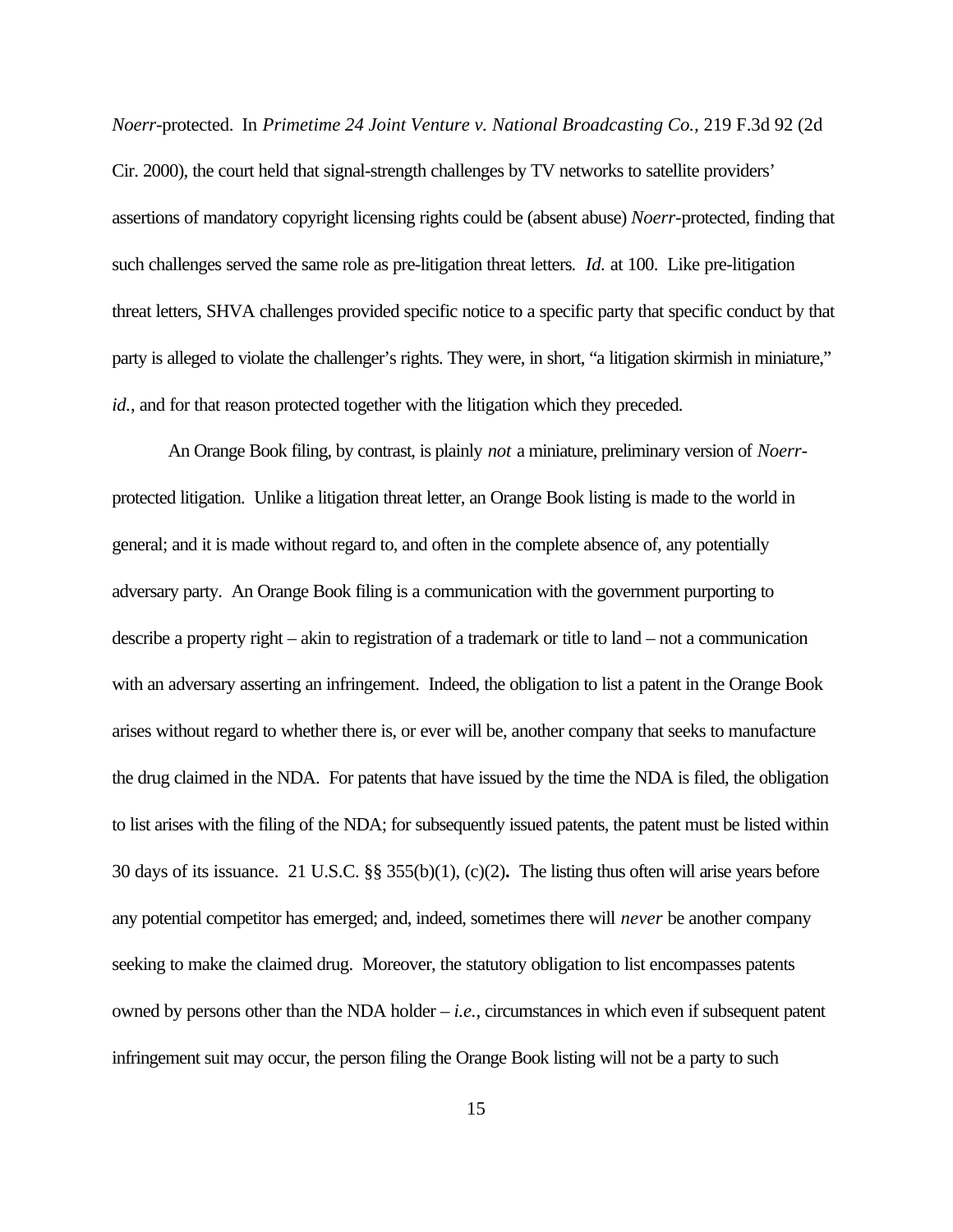*Noerr*-protected. In *Primetime 24 Joint Venture v. National Broadcasting Co.,* 219 F.3d 92 (2d Cir. 2000), the court held that signal-strength challenges by TV networks to satellite providers' assertions of mandatory copyright licensing rights could be (absent abuse) *Noerr*-protected, finding that such challenges served the same role as pre-litigation threat letters. *Id.* at 100. Like pre-litigation threat letters, SHVA challenges provided specific notice to a specific party that specific conduct by that party is alleged to violate the challenger's rights. They were, in short, "a litigation skirmish in miniature," *id.*, and for that reason protected together with the litigation which they preceded.

An Orange Book filing, by contrast, is plainly *not* a miniature, preliminary version of *Noerr*-protected litigation. Unlike a litigation threat letter, an Orange Book listing is made to the world in general; and it is made without regard to, and often in the complete absence of, any potentially adversary party. An Orange Book filing is a communication with the government purporting to describe a property right – akin to registration of a trademark or title to land – not a communication with an adversary asserting an infringement. Indeed, the obligation to list a patent in the Orange Book arises without regard to whether there is, or ever will be, another company that seeks to manufacture the drug claimed in the NDA. For patents that have issued by the time the NDA is filed, the obligation to list arises with the filing of the NDA; for subsequently issued patents, the patent must be listed within 30 days of its issuance. 21 U.S.C. §§ 355(b)(1), (c)(2). The listing thus often will arise years before any potential competitor has emerged; and, indeed, sometimes there will *never* be another company seeking to make the claimed drug. Moreover, the statutory obligation to list encompasses patents owned by persons other than the NDA holder – *i.e.*, circumstances in which even if subsequent patent infringement suit may occur, the person filing the Orange Book listing will not be a party to such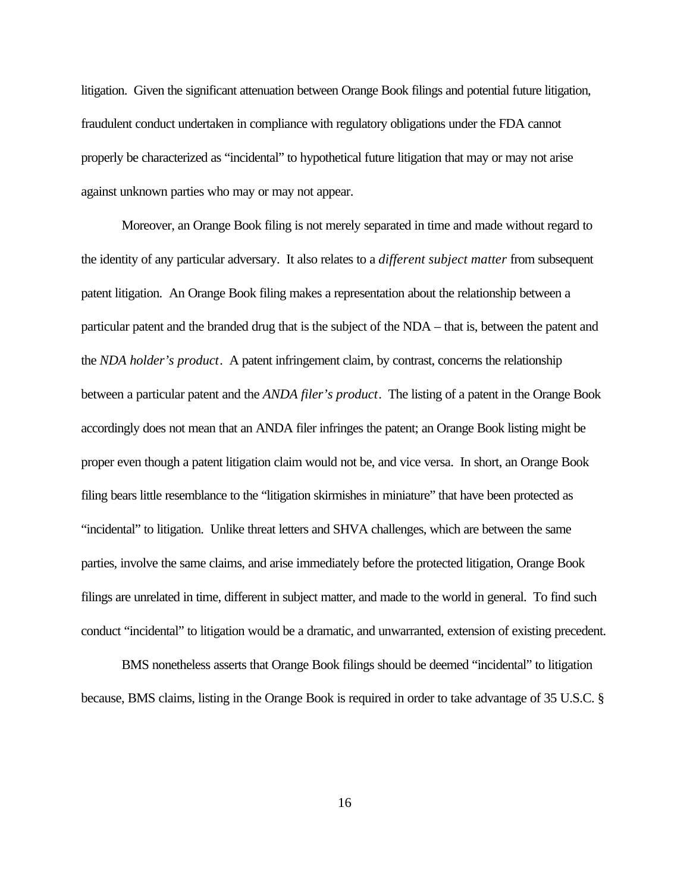litigation. Given the significant attenuation between Orange Book filings and potential future litigation, fraudulent conduct undertaken in compliance with regulatory obligations under the FDA cannot properly be characterized as "incidental" to hypothetical future litigation that may or may not arise against unknown parties who may or may not appear.

Moreover, an Orange Book filing is not merely separated in time and made without regard to the identity of any particular adversary. It also relates to a *different subject matter* from subsequent patent litigation. An Orange Book filing makes a representation about the relationship between a particular patent and the branded drug that is the subject of the NDA – that is, between the patent and the *NDA holder's product*. A patent infringement claim, by contrast, concerns the relationship between a particular patent and the *ANDA filer's product*. The listing of a patent in the Orange Book accordingly does not mean that an ANDA filer infringes the patent; an Orange Book listing might be proper even though a patent litigation claim would not be, and vice versa. In short, an Orange Book filing bears little resemblance to the "litigation skirmishes in miniature" that have been protected as "incidental" to litigation. Unlike threat letters and SHVA challenges, which are between the same parties, involve the same claims, and arise immediately before the protected litigation, Orange Book filings are unrelated in time, different in subject matter, and made to the world in general. To find such conduct "incidental" to litigation would be a dramatic, and unwarranted, extension of existing precedent.

BMS nonetheless asserts that Orange Book filings should be deemed "incidental" to litigation because, BMS claims, listing in the Orange Book is required in order to take advantage of 35 U.S.C. §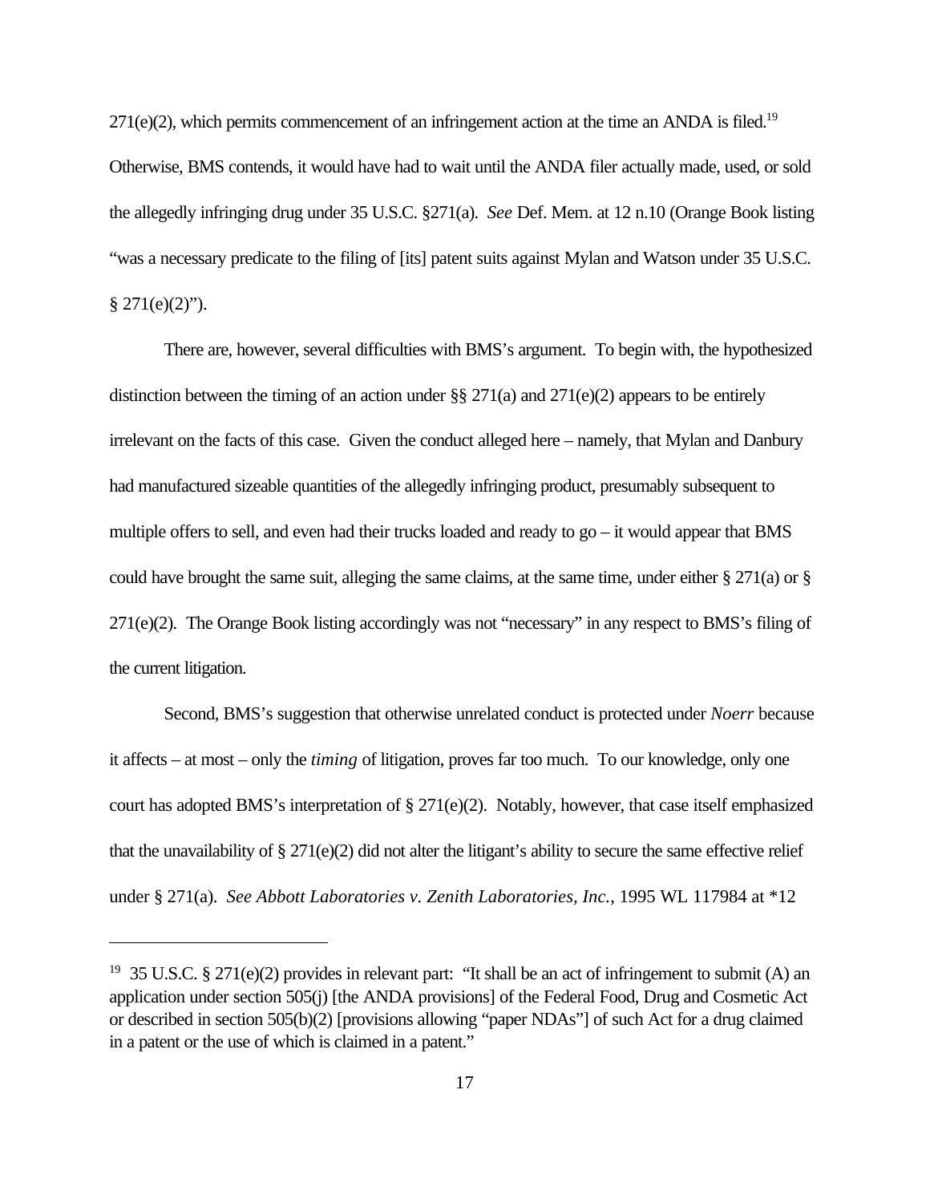271(e)(2), which permits commencement of an infringement action at the time an ANDA is filed.[19] Otherwise, BMS contends, it would have had to wait until the ANDA filer actually made, used, or sold the allegedly infringing drug under 35 U.S.C. §271(a). *See* Def. Mem. at 12 n.10 (Orange Book listing "was a necessary predicate to the filing of [its] patent suits against Mylan and Watson under 35 U.S.C. § 271(e)(2)").

There are, however, several difficulties with BMS's argument. To begin with, the hypothesized distinction between the timing of an action under §§ 271(a) and 271(e)(2) appears to be entirely irrelevant on the facts of this case. Given the conduct alleged here – namely, that Mylan and Danbury had manufactured sizeable quantities of the allegedly infringing product, presumably subsequent to multiple offers to sell, and even had their trucks loaded and ready to go – it would appear that BMS could have brought the same suit, alleging the same claims, at the same time, under either § 271(a) or § 271(e)(2). The Orange Book listing accordingly was not "necessary" in any respect to BMS's filing of the current litigation.

Second, BMS's suggestion that otherwise unrelated conduct is protected under *Noerr* because it affects – at most – only the *timing* of litigation, proves far too much. To our knowledge, only one court has adopted BMS's interpretation of § 271(e)(2). Notably, however, that case itself emphasized that the unavailability of § 271(e)(2) did not alter the litigant's ability to secure the same effective relief under § 271(a). *See Abbott Laboratories v. Zenith Laboratories, Inc.*, 1995 WL 117984 at *12

---

[19] 35 U.S.C. § 271(e)(2) provides in relevant part: "It shall be an act of infringement to submit (A) an application under section 505(j) [the ANDA provisions] of the Federal Food, Drug and Cosmetic Act or described in section 505(b)(2) [provisions allowing "paper NDAs"] of such Act for a drug claimed in a patent or the use of which is claimed in a patent."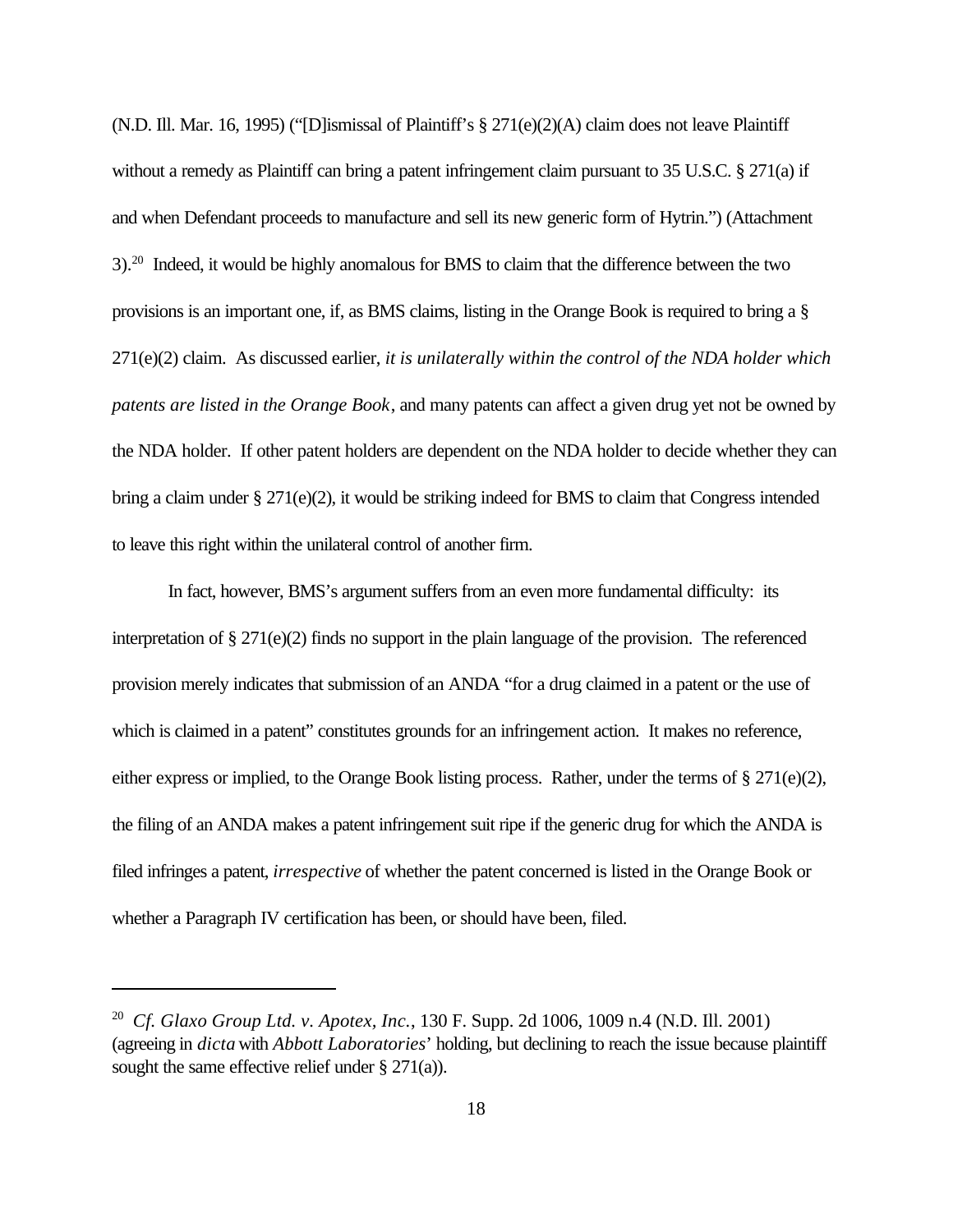(N.D. Ill. Mar. 16, 1995) ("[D]ismissal of Plaintiff's § 271(e)(2)(A) claim does not leave Plaintiff without a remedy as Plaintiff can bring a patent infringement claim pursuant to 35 U.S.C. § 271(a) if and when Defendant proceeds to manufacture and sell its new generic form of Hytrin.") (Attachment 3).[20] Indeed, it would be highly anomalous for BMS to claim that the difference between the two provisions is an important one, if, as BMS claims, listing in the Orange Book is required to bring a § 271(e)(2) claim. As discussed earlier, *it is unilaterally within the control of the NDA holder which patents are listed in the Orange Book*, and many patents can affect a given drug yet not be owned by the NDA holder. If other patent holders are dependent on the NDA holder to decide whether they can bring a claim under § 271(e)(2), it would be striking indeed for BMS to claim that Congress intended to leave this right within the unilateral control of another firm.

In fact, however, BMS's argument suffers from an even more fundamental difficulty: its interpretation of § 271(e)(2) finds no support in the plain language of the provision. The referenced provision merely indicates that submission of an ANDA "for a drug claimed in a patent or the use of which is claimed in a patent" constitutes grounds for an infringement action. It makes no reference, either express or implied, to the Orange Book listing process. Rather, under the terms of § 271(e)(2), the filing of an ANDA makes a patent infringement suit ripe if the generic drug for which the ANDA is filed infringes a patent, *irrespective* of whether the patent concerned is listed in the Orange Book or whether a Paragraph IV certification has been, or should have been, filed.

---

[20] *Cf. Glaxo Group Ltd. v. Apotex, Inc.*, 130 F. Supp. 2d 1006, 1009 n.4 (N.D. Ill. 2001) (agreeing in *dicta* with *Abbott Laboratories*' holding, but declining to reach the issue because plaintiff sought the same effective relief under § 271(a)).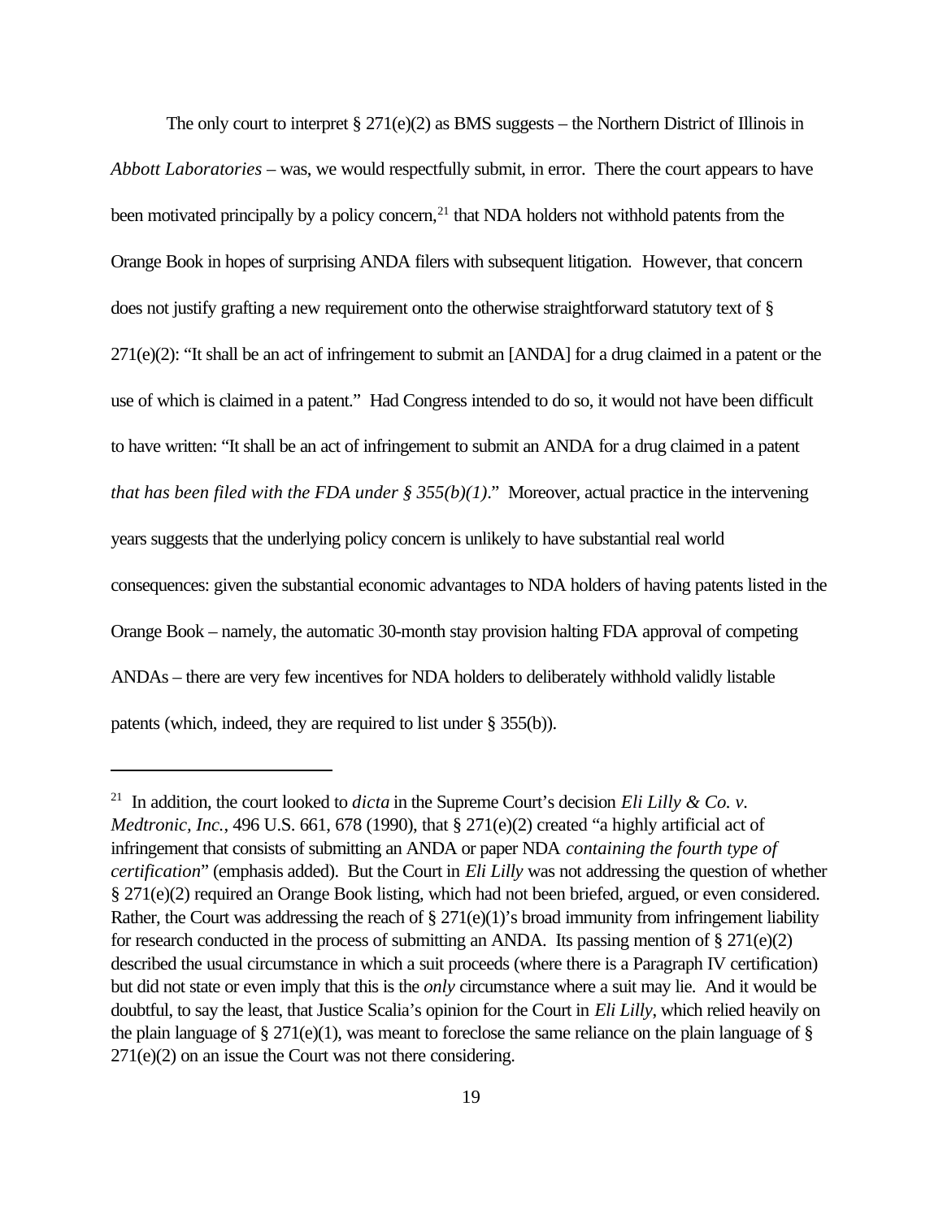The only court to interpret § 271(e)(2) as BMS suggests – the Northern District of Illinois in *Abbott Laboratories* – was, we would respectfully submit, in error. There the court appears to have been motivated principally by a policy concern,[21] that NDA holders not withhold patents from the Orange Book in hopes of surprising ANDA filers with subsequent litigation. However, that concern does not justify grafting a new requirement onto the otherwise straightforward statutory text of § 271(e)(2): "It shall be an act of infringement to submit an [ANDA] for a drug claimed in a patent or the use of which is claimed in a patent." Had Congress intended to do so, it would not have been difficult to have written: "It shall be an act of infringement to submit an ANDA for a drug claimed in a patent *that has been filed with the FDA under § 355(b)(1)*." Moreover, actual practice in the intervening years suggests that the underlying policy concern is unlikely to have substantial real world consequences: given the substantial economic advantages to NDA holders of having patents listed in the Orange Book – namely, the automatic 30-month stay provision halting FDA approval of competing ANDAs – there are very few incentives for NDA holders to deliberately withhold validly listable patents (which, indeed, they are required to list under § 355(b)).

---

[21] In addition, the court looked to *dicta* in the Supreme Court's decision *Eli Lilly & Co. v. Medtronic, Inc.*, 496 U.S. 661, 678 (1990), that § 271(e)(2) created "a highly artificial act of infringement that consists of submitting an ANDA or paper NDA *containing the fourth type of certification*" (emphasis added). But the Court in *Eli Lilly* was not addressing the question of whether § 271(e)(2) required an Orange Book listing, which had not been briefed, argued, or even considered. Rather, the Court was addressing the reach of § 271(e)(1)'s broad immunity from infringement liability for research conducted in the process of submitting an ANDA. Its passing mention of § 271(e)(2) described the usual circumstance in which a suit proceeds (where there is a Paragraph IV certification) but did not state or even imply that this is the *only* circumstance where a suit may lie. And it would be doubtful, to say the least, that Justice Scalia's opinion for the Court in *Eli Lilly*, which relied heavily on the plain language of § 271(e)(1), was meant to foreclose the same reliance on the plain language of § 271(e)(2) on an issue the Court was not there considering.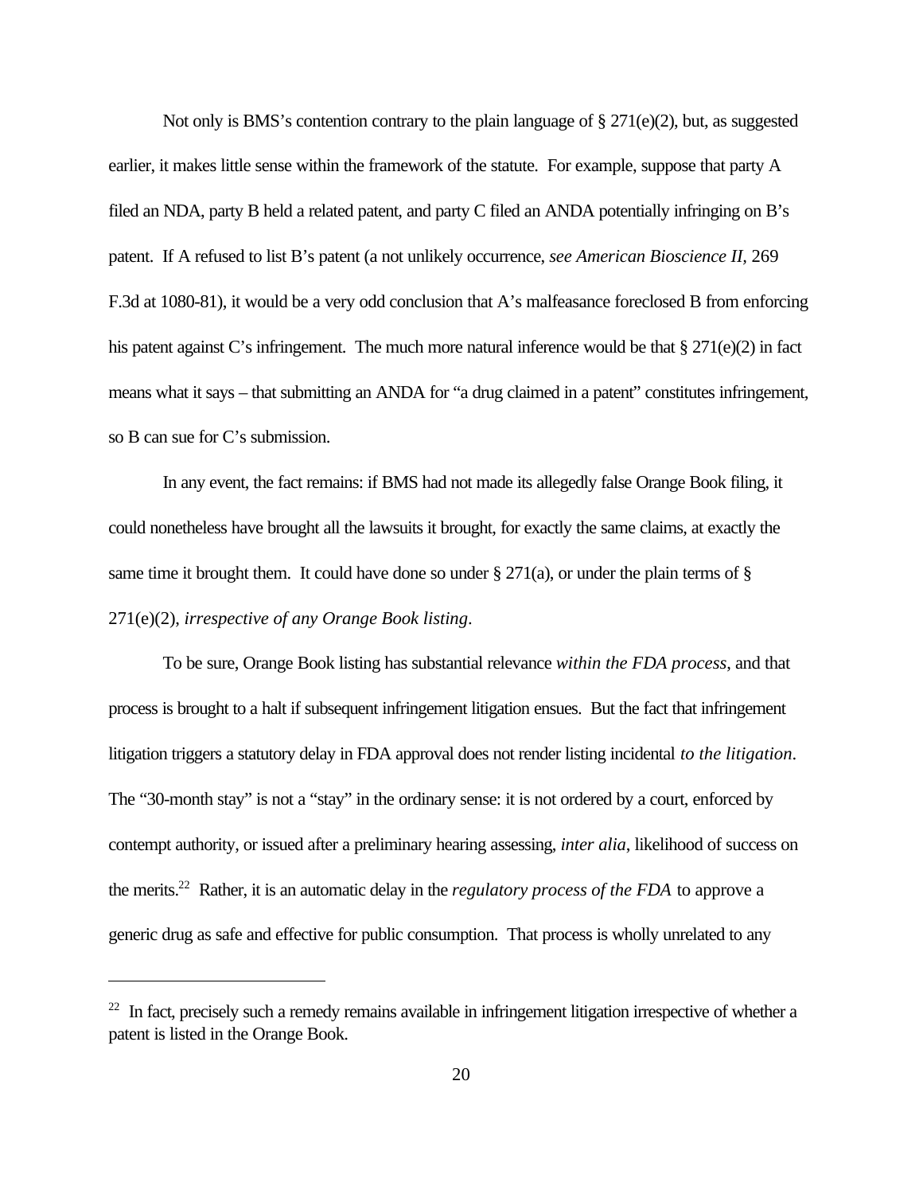Not only is BMS's contention contrary to the plain language of § 271(e)(2), but, as suggested earlier, it makes little sense within the framework of the statute. For example, suppose that party A filed an NDA, party B held a related patent, and party C filed an ANDA potentially infringing on B's patent. If A refused to list B's patent (a not unlikely occurrence, *see American Bioscience II,* 269 F.3d at 1080-81), it would be a very odd conclusion that A's malfeasance foreclosed B from enforcing his patent against C's infringement. The much more natural inference would be that § 271(e)(2) in fact means what it says – that submitting an ANDA for "a drug claimed in a patent" constitutes infringement, so B can sue for C's submission.

In any event, the fact remains: if BMS had not made its allegedly false Orange Book filing, it could nonetheless have brought all the lawsuits it brought, for exactly the same claims, at exactly the same time it brought them. It could have done so under § 271(a), or under the plain terms of § 271(e)(2), *irrespective of any Orange Book listing*.

To be sure, Orange Book listing has substantial relevance *within the FDA process*, and that process is brought to a halt if subsequent infringement litigation ensues. But the fact that infringement litigation triggers a statutory delay in FDA approval does not render listing incidental *to the litigation*. The "30-month stay" is not a "stay" in the ordinary sense: it is not ordered by a court, enforced by contempt authority, or issued after a preliminary hearing assessing, *inter alia*, likelihood of success on the merits.[22] Rather, it is an automatic delay in the *regulatory process of the FDA* to approve a generic drug as safe and effective for public consumption. That process is wholly unrelated to any

---

[22] In fact, precisely such a remedy remains available in infringement litigation irrespective of whether a patent is listed in the Orange Book.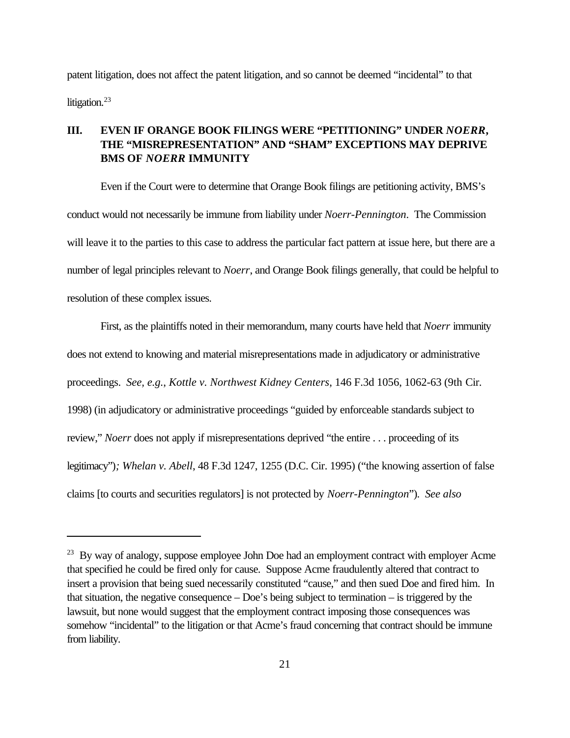patent litigation, does not affect the patent litigation, and so cannot be deemed "incidental" to that litigation.[23]

## III. EVEN IF ORANGE BOOK FILINGS WERE "PETITIONING" UNDER *NOERR*, THE "MISREPRESENTATION" AND "SHAM" EXCEPTIONS MAY DEPRIVE BMS OF *NOERR* IMMUNITY

Even if the Court were to determine that Orange Book filings are petitioning activity, BMS's conduct would not necessarily be immune from liability under *Noerr-Pennington*. The Commission will leave it to the parties to this case to address the particular fact pattern at issue here, but there are a number of legal principles relevant to *Noerr*, and Orange Book filings generally, that could be helpful to resolution of these complex issues.

First, as the plaintiffs noted in their memorandum, many courts have held that *Noerr* immunity does not extend to knowing and material misrepresentations made in adjudicatory or administrative proceedings. *See, e.g., Kottle v. Northwest Kidney Centers*, 146 F.3d 1056, 1062-63 (9th Cir. 1998) (in adjudicatory or administrative proceedings "guided by enforceable standards subject to review," *Noerr* does not apply if misrepresentations deprived "the entire . . . proceeding of its legitimacy")*; Whelan v. Abell*, 48 F.3d 1247, 1255 (D.C. Cir. 1995) ("the knowing assertion of false claims [to courts and securities regulators] is not protected by *Noerr-Pennington*"). *See also*

---

[23] By way of analogy, suppose employee John Doe had an employment contract with employer Acme that specified he could be fired only for cause. Suppose Acme fraudulently altered that contract to insert a provision that being sued necessarily constituted "cause," and then sued Doe and fired him. In that situation, the negative consequence – Doe's being subject to termination – is triggered by the lawsuit, but none would suggest that the employment contract imposing those consequences was somehow "incidental" to the litigation or that Acme's fraud concerning that contract should be immune from liability.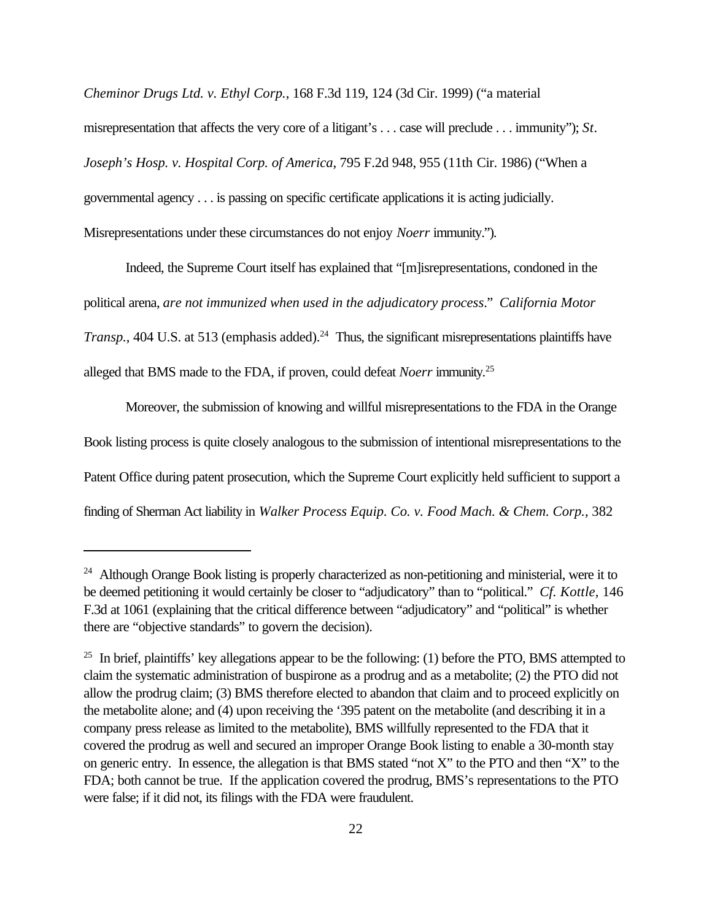*Cheminor Drugs Ltd. v. Ethyl Corp.*, 168 F.3d 119, 124 (3d Cir. 1999) ("a material misrepresentation that affects the very core of a litigant's . . . case will preclude . . . immunity"); *St. Joseph's Hosp. v. Hospital Corp. of America*, 795 F.2d 948, 955 (11th Cir. 1986) ("When a governmental agency . . . is passing on specific certificate applications it is acting judicially. Misrepresentations under these circumstances do not enjoy *Noerr* immunity.").

Indeed, the Supreme Court itself has explained that "[m]isrepresentations, condoned in the political arena, *are not immunized when used in the adjudicatory process*." *California Motor Transp.*, 404 U.S. at 513 (emphasis added).[24] Thus, the significant misrepresentations plaintiffs have alleged that BMS made to the FDA, if proven, could defeat *Noerr* immunity.[25]

Moreover, the submission of knowing and willful misrepresentations to the FDA in the Orange Book listing process is quite closely analogous to the submission of intentional misrepresentations to the Patent Office during patent prosecution, which the Supreme Court explicitly held sufficient to support a finding of Sherman Act liability in *Walker Process Equip. Co. v. Food Mach. & Chem. Corp.*, 382

---

[24] Although Orange Book listing is properly characterized as non-petitioning and ministerial, were it to be deemed petitioning it would certainly be closer to "adjudicatory" than to "political." *Cf. Kottle,* 146 F.3d at 1061 (explaining that the critical difference between "adjudicatory" and "political" is whether there are "objective standards" to govern the decision).

[25] In brief, plaintiffs' key allegations appear to be the following: (1) before the PTO, BMS attempted to claim the systematic administration of buspirone as a prodrug and as a metabolite; (2) the PTO did not allow the prodrug claim; (3) BMS therefore elected to abandon that claim and to proceed explicitly on the metabolite alone; and (4) upon receiving the '395 patent on the metabolite (and describing it in a company press release as limited to the metabolite), BMS willfully represented to the FDA that it covered the prodrug as well and secured an improper Orange Book listing to enable a 30-month stay on generic entry. In essence, the allegation is that BMS stated "not X" to the PTO and then "X" to the FDA; both cannot be true. If the application covered the prodrug, BMS's representations to the PTO were false; if it did not, its filings with the FDA were fraudulent.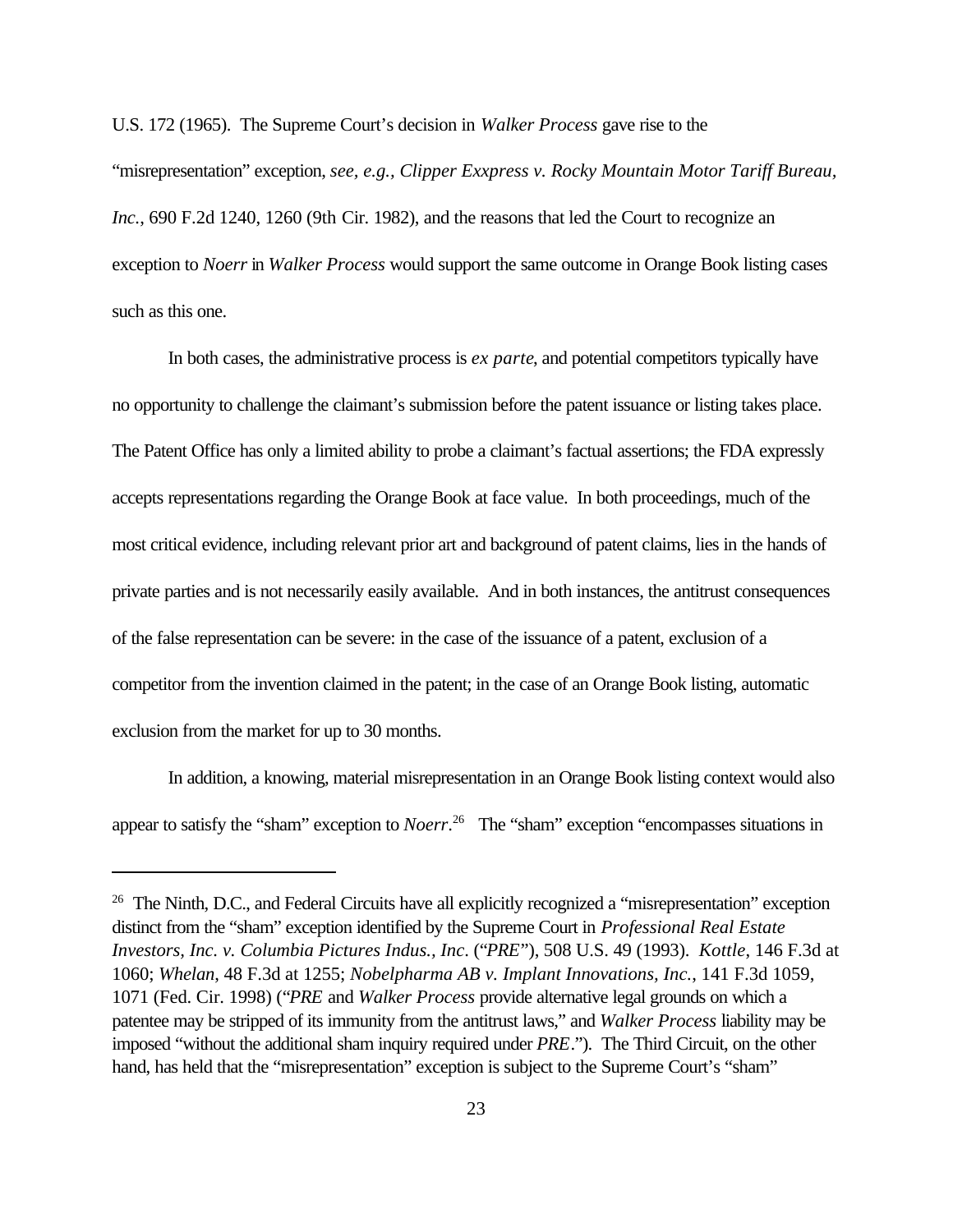U.S. 172 (1965). The Supreme Court's decision in *Walker Process* gave rise to the "misrepresentation" exception, *see, e.g., Clipper Exxpress v. Rocky Mountain Motor Tariff Bureau, Inc.*, 690 F.2d 1240, 1260 (9th Cir. 1982), and the reasons that led the Court to recognize an exception to *Noerr* in *Walker Process* would support the same outcome in Orange Book listing cases such as this one.

In both cases, the administrative process is *ex parte*, and potential competitors typically have no opportunity to challenge the claimant's submission before the patent issuance or listing takes place. The Patent Office has only a limited ability to probe a claimant's factual assertions; the FDA expressly accepts representations regarding the Orange Book at face value. In both proceedings, much of the most critical evidence, including relevant prior art and background of patent claims, lies in the hands of private parties and is not necessarily easily available. And in both instances, the antitrust consequences of the false representation can be severe: in the case of the issuance of a patent, exclusion of a competitor from the invention claimed in the patent; in the case of an Orange Book listing, automatic exclusion from the market for up to 30 months.

In addition, a knowing, material misrepresentation in an Orange Book listing context would also appear to satisfy the "sham" exception to *Noerr*.[26] The "sham" exception "encompasses situations in

---

[26] The Ninth, D.C., and Federal Circuits have all explicitly recognized a "misrepresentation" exception distinct from the "sham" exception identified by the Supreme Court in *Professional Real Estate Investors, Inc. v. Columbia Pictures Indus., Inc*. ("*PRE*"), 508 U.S. 49 (1993). *Kottle*, 146 F.3d at 1060; *Whelan*, 48 F.3d at 1255; *Nobelpharma AB v. Implant Innovations, Inc.*, 141 F.3d 1059, 1071 (Fed. Cir. 1998) ("*PRE* and *Walker Process* provide alternative legal grounds on which a patentee may be stripped of its immunity from the antitrust laws," and *Walker Process* liability may be imposed "without the additional sham inquiry required under *PRE*."). The Third Circuit, on the other hand, has held that the "misrepresentation" exception is subject to the Supreme Court's "sham"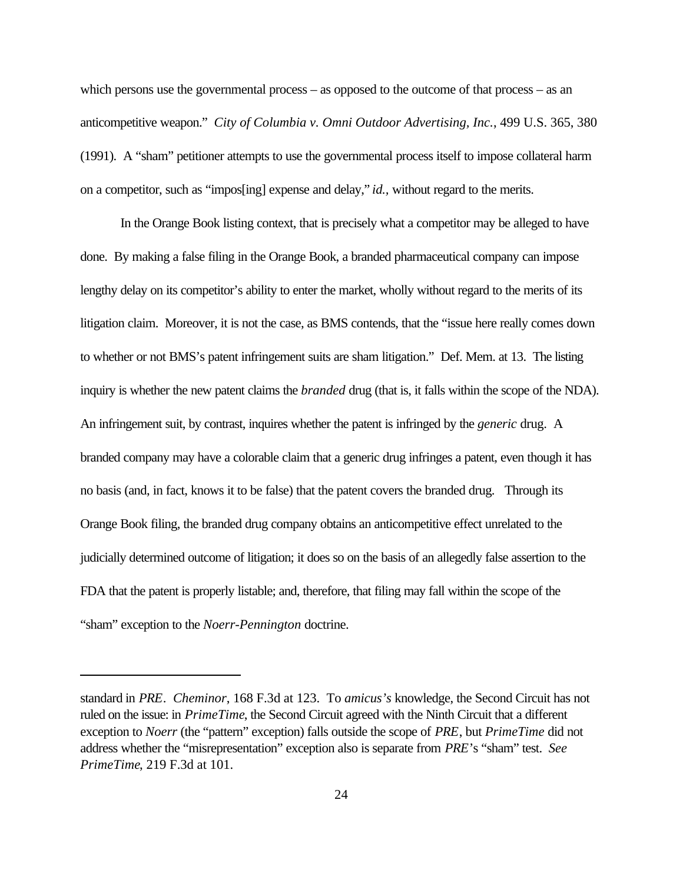which persons use the governmental process – as opposed to the outcome of that process – as an anticompetitive weapon." *City of Columbia v. Omni Outdoor Advertising, Inc.*, 499 U.S. 365, 380 (1991). A "sham" petitioner attempts to use the governmental process itself to impose collateral harm on a competitor, such as "impos[ing] expense and delay," *id.*, without regard to the merits.

In the Orange Book listing context, that is precisely what a competitor may be alleged to have done. By making a false filing in the Orange Book, a branded pharmaceutical company can impose lengthy delay on its competitor's ability to enter the market, wholly without regard to the merits of its litigation claim. Moreover, it is not the case, as BMS contends, that the "issue here really comes down to whether or not BMS's patent infringement suits are sham litigation." Def. Mem. at 13. The listing inquiry is whether the new patent claims the *branded* drug (that is, it falls within the scope of the NDA). An infringement suit, by contrast, inquires whether the patent is infringed by the *generic* drug. A branded company may have a colorable claim that a generic drug infringes a patent, even though it has no basis (and, in fact, knows it to be false) that the patent covers the branded drug. Through its Orange Book filing, the branded drug company obtains an anticompetitive effect unrelated to the judicially determined outcome of litigation; it does so on the basis of an allegedly false assertion to the FDA that the patent is properly listable; and, therefore, that filing may fall within the scope of the "sham" exception to the *Noerr-Pennington* doctrine.

---

standard in *PRE*. *Cheminor*, 168 F.3d at 123. To *amicus's* knowledge, the Second Circuit has not ruled on the issue: in *PrimeTime*, the Second Circuit agreed with the Ninth Circuit that a different exception to *Noerr* (the "pattern" exception) falls outside the scope of *PRE*, but *PrimeTime* did not address whether the "misrepresentation" exception also is separate from *PRE*'s "sham" test. *See PrimeTime*, 219 F.3d at 101.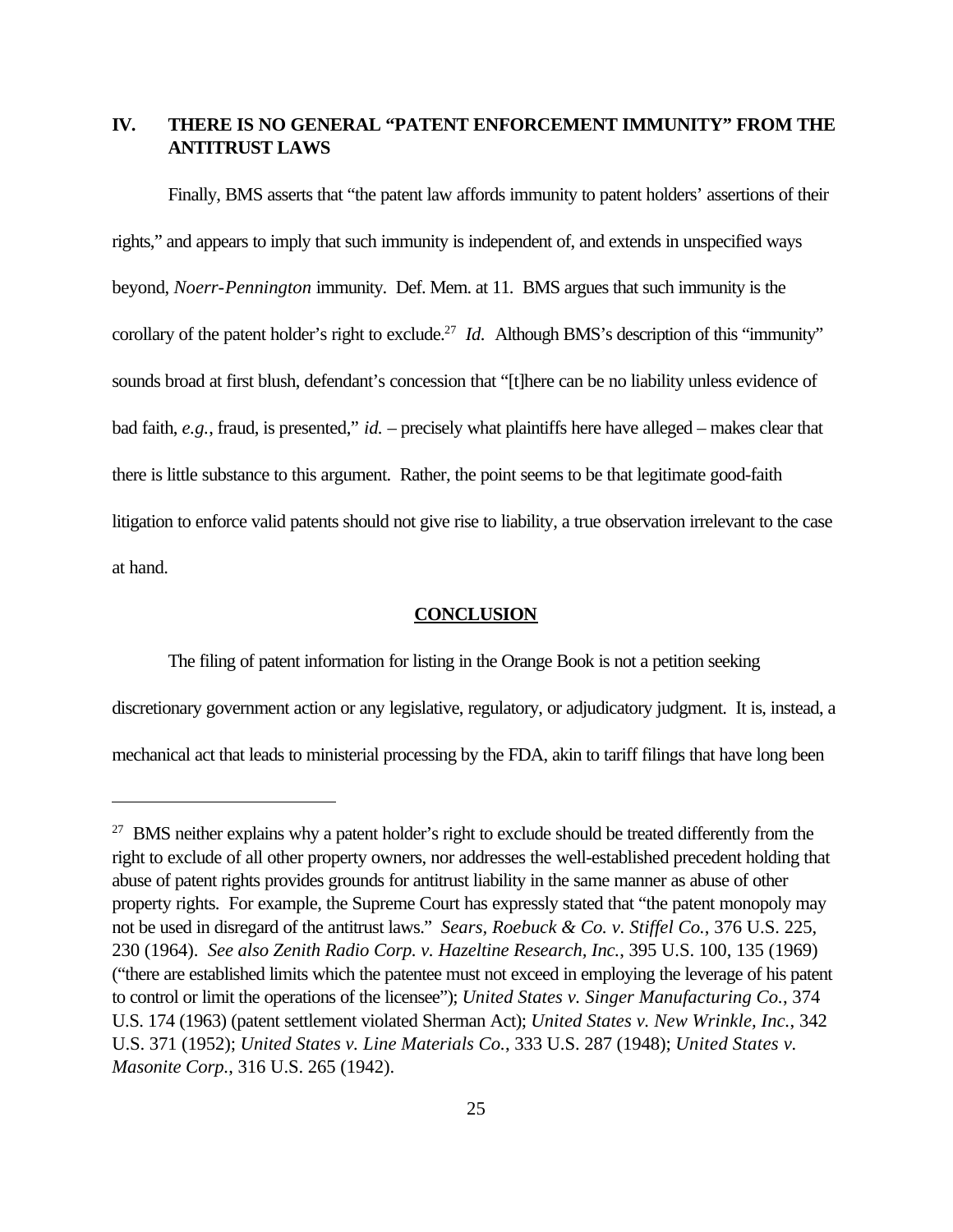## IV. THERE IS NO GENERAL "PATENT ENFORCEMENT IMMUNITY" FROM THE ANTITRUST LAWS

Finally, BMS asserts that "the patent law affords immunity to patent holders' assertions of their rights," and appears to imply that such immunity is independent of, and extends in unspecified ways beyond, *Noerr-Pennington* immunity. Def. Mem. at 11. BMS argues that such immunity is the corollary of the patent holder's right to exclude.[27] *Id.* Although BMS's description of this "immunity" sounds broad at first blush, defendant's concession that "[t]here can be no liability unless evidence of bad faith, *e.g.*, fraud, is presented," *id.* – precisely what plaintiffs here have alleged – makes clear that there is little substance to this argument. Rather, the point seems to be that legitimate good-faith litigation to enforce valid patents should not give rise to liability, a true observation irrelevant to the case at hand.

## CONCLUSION

The filing of patent information for listing in the Orange Book is not a petition seeking discretionary government action or any legislative, regulatory, or adjudicatory judgment. It is, instead, a mechanical act that leads to ministerial processing by the FDA, akin to tariff filings that have long been

---

[27] BMS neither explains why a patent holder's right to exclude should be treated differently from the right to exclude of all other property owners, nor addresses the well-established precedent holding that abuse of patent rights provides grounds for antitrust liability in the same manner as abuse of other property rights. For example, the Supreme Court has expressly stated that "the patent monopoly may not be used in disregard of the antitrust laws." *Sears, Roebuck & Co. v. Stiffel Co.*, 376 U.S. 225, 230 (1964). *See also Zenith Radio Corp. v. Hazeltine Research, Inc.*, 395 U.S. 100, 135 (1969) ("there are established limits which the patentee must not exceed in employing the leverage of his patent to control or limit the operations of the licensee"); *United States v. Singer Manufacturing Co.*, 374 U.S. 174 (1963) (patent settlement violated Sherman Act); *United States v. New Wrinkle, Inc.*, 342 U.S. 371 (1952); *United States v. Line Materials Co.*, 333 U.S. 287 (1948); *United States v. Masonite Corp.*, 316 U.S. 265 (1942).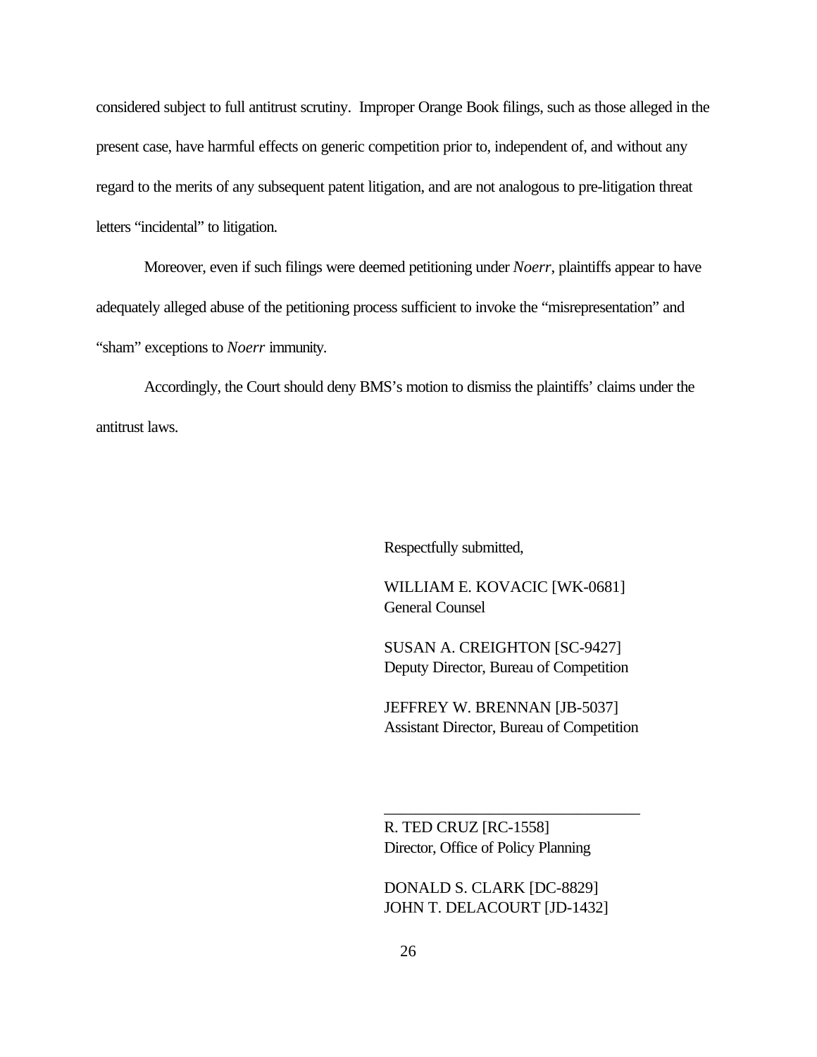considered subject to full antitrust scrutiny. Improper Orange Book filings, such as those alleged in the present case, have harmful effects on generic competition prior to, independent of, and without any regard to the merits of any subsequent patent litigation, and are not analogous to pre-litigation threat letters "incidental" to litigation.

Moreover, even if such filings were deemed petitioning under *Noerr*, plaintiffs appear to have adequately alleged abuse of the petitioning process sufficient to invoke the "misrepresentation" and "sham" exceptions to *Noerr* immunity.

Accordingly, the Court should deny BMS's motion to dismiss the plaintiffs' claims under the antitrust laws.

Respectfully submitted,

WILLIAM E. KOVACIC [WK-0681]
General Counsel

SUSAN A. CREIGHTON [SC-9427]
Deputy Director, Bureau of Competition

JEFFREY W. BRENNAN [JB-5037]
Assistant Director, Bureau of Competition

\_\_\_\_\_\_\_\_\_\_\_\_\_\_\_\_\_\_\_\_\_\_\_\_\_\_\_\_\_\_\_\_
R. TED CRUZ [RC-1558]
Director, Office of Policy Planning

DONALD S. CLARK [DC-8829]
JOHN T. DELACOURT [JD-1432]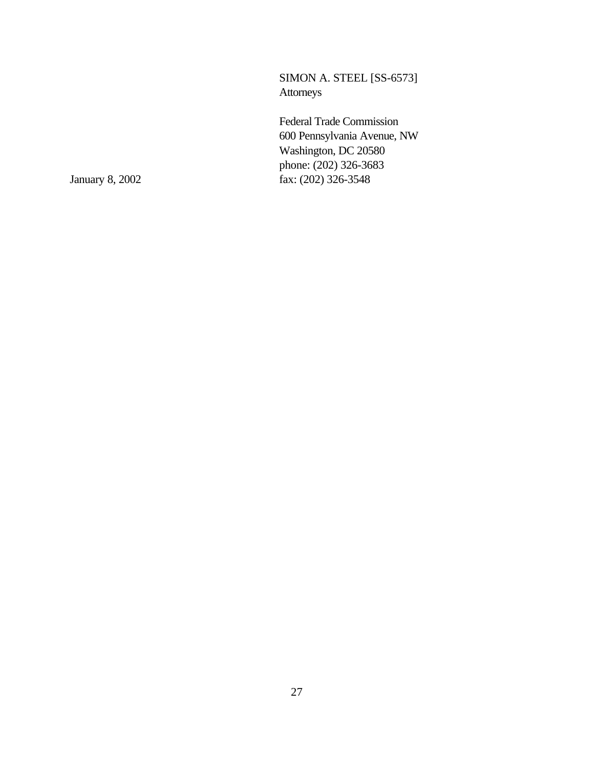SIMON A. STEEL [SS-6573]
Attorneys

Federal Trade Commission
600 Pennsylvania Avenue, NW
Washington, DC 20580
phone: (202) 326-3683
fax: (202) 326-3548

January 8, 2002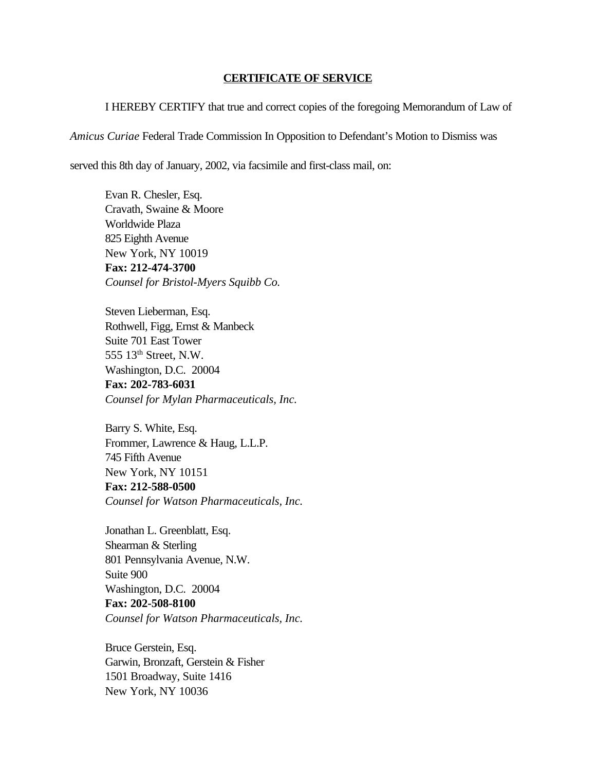## CERTIFICATE OF SERVICE

I HEREBY CERTIFY that true and correct copies of the foregoing Memorandum of Law of *Amicus Curiae* Federal Trade Commission In Opposition to Defendant's Motion to Dismiss was served this 8th day of January, 2002, via facsimile and first-class mail, on:

Evan R. Chesler, Esq.
Cravath, Swaine & Moore
Worldwide Plaza
825 Eighth Avenue
New York, NY 10019
**Fax: 212-474-3700**
*Counsel for Bristol-Myers Squibb Co.*

Steven Lieberman, Esq.
Rothwell, Figg, Ernst & Manbeck
Suite 701 East Tower
555 13th Street, N.W.
Washington, D.C. 20004
**Fax: 202-783-6031**
*Counsel for Mylan Pharmaceuticals, Inc.*

Barry S. White, Esq.
Frommer, Lawrence & Haug, L.L.P.
745 Fifth Avenue
New York, NY 10151
**Fax: 212-588-0500**
*Counsel for Watson Pharmaceuticals, Inc.*

Jonathan L. Greenblatt, Esq.
Shearman & Sterling
801 Pennsylvania Avenue, N.W.
Suite 900
Washington, D.C. 20004
**Fax: 202-508-8100**
*Counsel for Watson Pharmaceuticals, Inc.*

Bruce Gerstein, Esq.
Garwin, Bronzaft, Gerstein & Fisher
1501 Broadway, Suite 1416
New York, NY 10036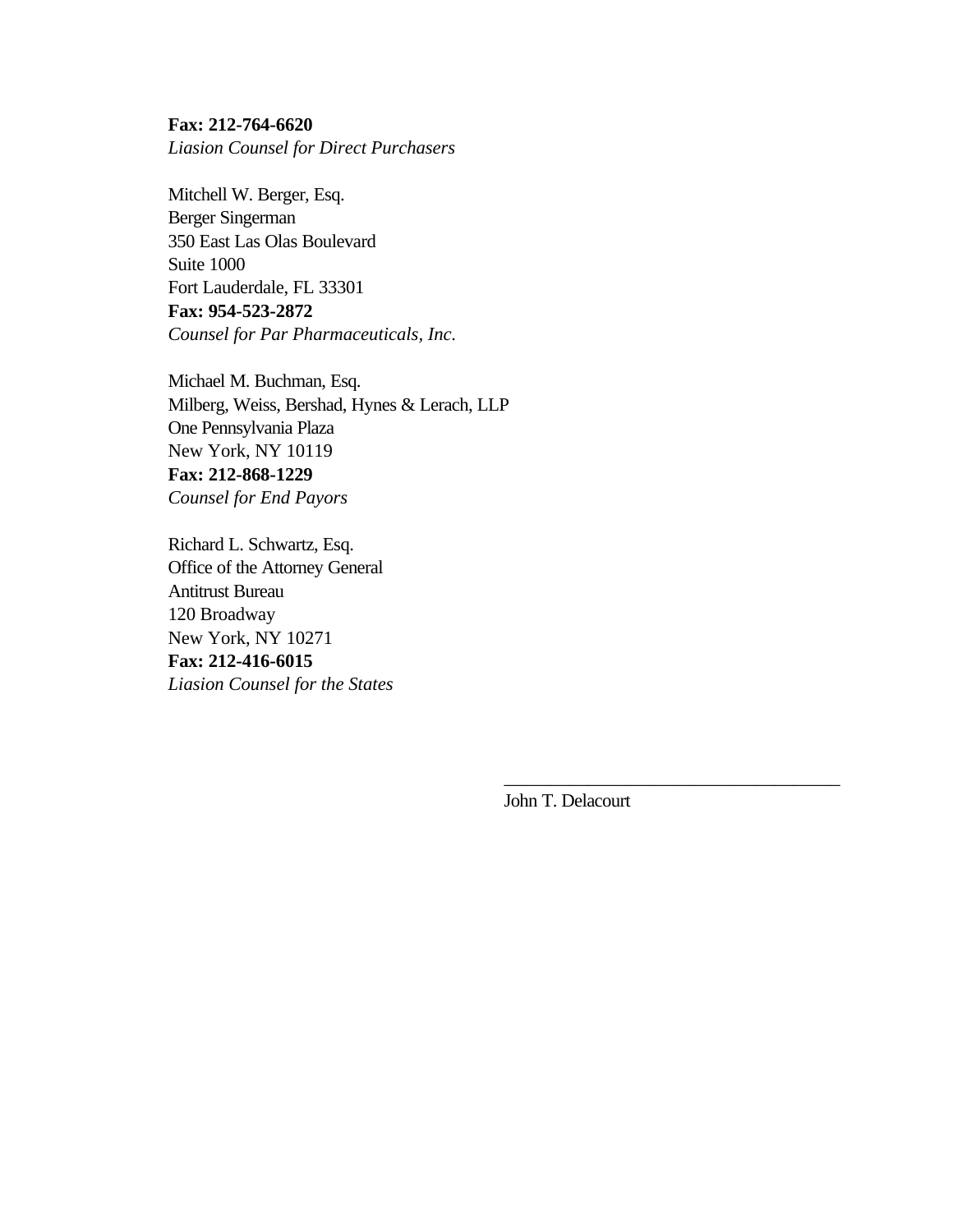**Fax: 212-764-6620**
*Liasion Counsel for Direct Purchasers*

Mitchell W. Berger, Esq.
Berger Singerman
350 East Las Olas Boulevard
Suite 1000
Fort Lauderdale, FL 33301
**Fax: 954-523-2872**
*Counsel for Par Pharmaceuticals, Inc.*

Michael M. Buchman, Esq.
Milberg, Weiss, Bershad, Hynes & Lerach, LLP
One Pennsylvania Plaza
New York, NY 10119
**Fax: 212-868-1229**
*Counsel for End Payors*

Richard L. Schwartz, Esq.
Office of the Attorney General
Antitrust Bureau
120 Broadway
New York, NY 10271
**Fax: 212-416-6015**
*Liasion Counsel for the States*

\_\_\_\_\_\_\_\_\_\_\_\_\_\_\_\_\_\_\_\_\_\_\_\_\_\_\_\_\_\_\_\_\_\_\_\_
John T. Delacourt